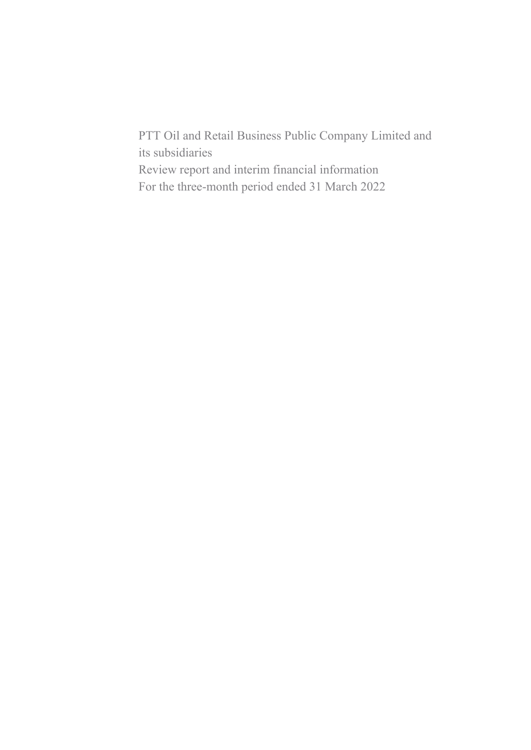PTT Oil and Retail Business Public Company Limited and its subsidiaries

Review report and interim financial information

For the three-month period ended 31 March 2022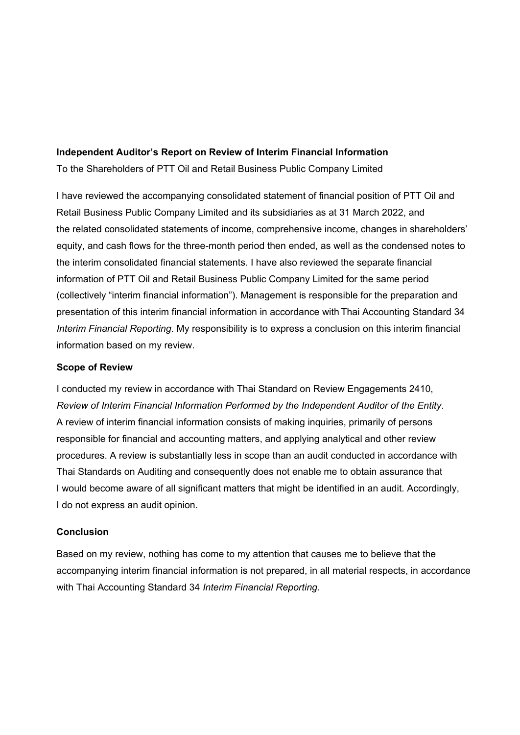**Independent Auditor's Report on Review of Interim Financial Information**

To the Shareholders of PTT Oil and Retail Business Public Company Limited

I have reviewed the accompanying consolidated statement of financial position of PTT Oil and Retail Business Public Company Limited and its subsidiaries as at 31 March 2022, and the related consolidated statements of income, comprehensive income, changes in shareholders' equity, and cash flows for the three-month period then ended, as well as the condensed notes to the interim consolidated financial statements. I have also reviewed the separate financial information of PTT Oil and Retail Business Public Company Limited for the same period (collectively "interim financial information"). Management is responsible for the preparation and presentation of this interim financial information in accordance with Thai Accounting Standard 34 *Interim Financial Reporting.* My responsibility is to express a conclusion on this interim financial information based on my review.

**Scope of Review**

I conducted my review in accordance with Thai Standard on Review Engagements 2410, *Review of Interim Financial Information Performed by the Independent Auditor of the Entity*. A review of interim financial information consists of making inquiries, primarily of persons responsible for financial and accounting matters, and applying analytical and other review procedures. A review is substantially less in scope than an audit conducted in accordance with Thai Standards on Auditing and consequently does not enable me to obtain assurance that I would become aware of all significant matters that might be identified in an audit. Accordingly, I do not express an audit opinion.

**Conclusion**

Based on my review, nothing has come to my attention that causes me to believe that the accompanying interim financial information is not prepared, in all material respects, in accordance with Thai Accounting Standard 34 *Interim Financial Reporting*.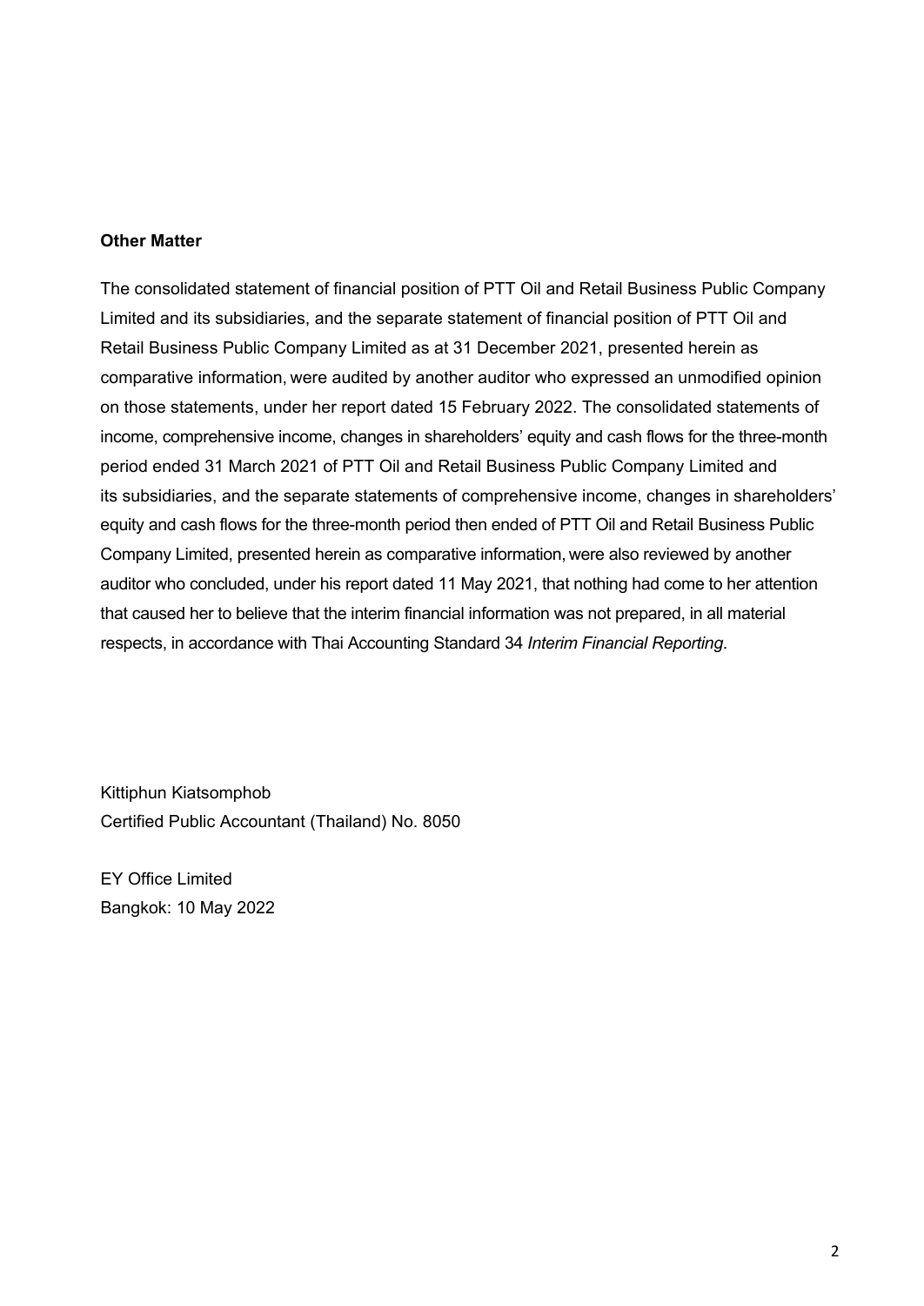**Other Matter**

The consolidated statement of financial position of PTT Oil and Retail Business Public Company Limited and its subsidiaries, and the separate statement of financial position of PTT Oil and Retail Business Public Company Limited as at 31 December 2021, presented herein as comparative information, were audited by another auditor who expressed an unmodified opinion on those statements, under her report dated 15 February 2022. The consolidated statements of income, comprehensive income, changes in shareholders' equity and cash flows for the three-month period ended 31 March 2021 of PTT Oil and Retail Business Public Company Limited and its subsidiaries, and the separate statements of comprehensive income, changes in shareholders' equity and cash flows for the three-month period then ended of PTT Oil and Retail Business Public Company Limited, presented herein as comparative information, were also reviewed by another auditor who concluded, under his report dated 11 May 2021, that nothing had come to her attention that caused her to believe that the interim financial information was not prepared, in all material respects, in accordance with Thai Accounting Standard 34 *Interim Financial Reporting*.

Kittiphun Kiatsomphob
Certified Public Accountant (Thailand) No. 8050

EY Office Limited
Bangkok: 10 May 2022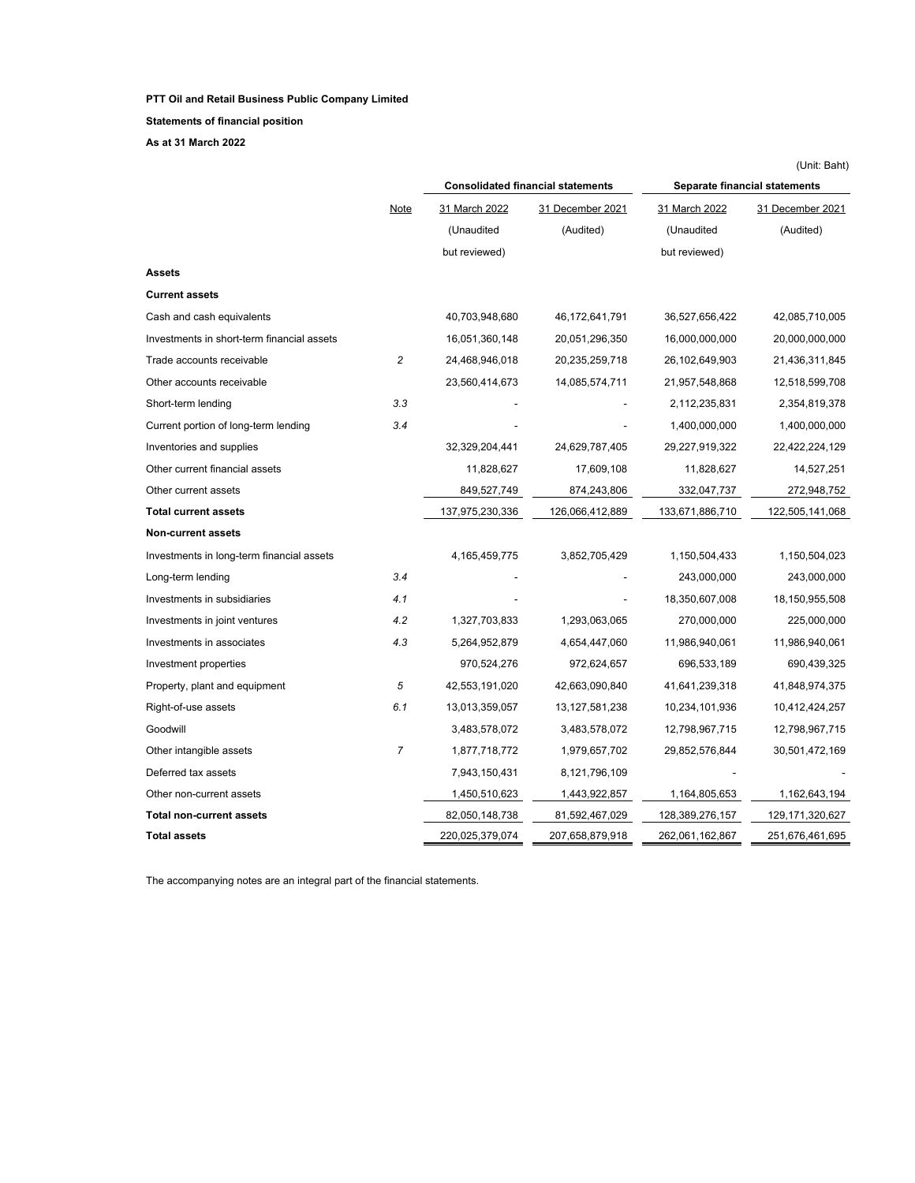**PTT Oil and Retail Business Public Company Limited**

**Statements of financial position**

**As at 31 March 2022**

(Unit: Baht)

| | Note | Consolidated financial statements | | Separate financial statements | |
|---|---|---|---|---|---|
| | | 31 March 2022 (Unaudited but reviewed) | 31 December 2021 (Audited) | 31 March 2022 (Unaudited but reviewed) | 31 December 2021 (Audited) |
| **Assets** | | | | | |
| **Current assets** | | | | | |
| Cash and cash equivalents | | 40,703,948,680 | 46,172,641,791 | 36,527,656,422 | 42,085,710,005 |
| Investments in short-term financial assets | | 16,051,360,148 | 20,051,296,350 | 16,000,000,000 | 20,000,000,000 |
| Trade accounts receivable | *2* | 24,468,946,018 | 20,235,259,718 | 26,102,649,903 | 21,436,311,845 |
| Other accounts receivable | | 23,560,414,673 | 14,085,574,711 | 21,957,548,868 | 12,518,599,708 |
| Short-term lending | *3.3* | - | - | 2,112,235,831 | 2,354,819,378 |
| Current portion of long-term lending | *3.4* | - | - | 1,400,000,000 | 1,400,000,000 |
| Inventories and supplies | | 32,329,204,441 | 24,629,787,405 | 29,227,919,322 | 22,422,224,129 |
| Other current financial assets | | 11,828,627 | 17,609,108 | 11,828,627 | 14,527,251 |
| Other current assets | | 849,527,749 | 874,243,806 | 332,047,737 | 272,948,752 |
| **Total current assets** | | 137,975,230,336 | 126,066,412,889 | 133,671,886,710 | 122,505,141,068 |
| **Non-current assets** | | | | | |
| Investments in long-term financial assets | | 4,165,459,775 | 3,852,705,429 | 1,150,504,433 | 1,150,504,023 |
| Long-term lending | *3.4* | - | - | 243,000,000 | 243,000,000 |
| Investments in subsidiaries | *4.1* | - | - | 18,350,607,008 | 18,150,955,508 |
| Investments in joint ventures | *4.2* | 1,327,703,833 | 1,293,063,065 | 270,000,000 | 225,000,000 |
| Investments in associates | *4.3* | 5,264,952,879 | 4,654,447,060 | 11,986,940,061 | 11,986,940,061 |
| Investment properties | | 970,524,276 | 972,624,657 | 696,533,189 | 690,439,325 |
| Property, plant and equipment | *5* | 42,553,191,020 | 42,663,090,840 | 41,641,239,318 | 41,848,974,375 |
| Right-of-use assets | *6.1* | 13,013,359,057 | 13,127,581,238 | 10,234,101,936 | 10,412,424,257 |
| Goodwill | | 3,483,578,072 | 3,483,578,072 | 12,798,967,715 | 12,798,967,715 |
| Other intangible assets | *7* | 1,877,718,772 | 1,979,657,702 | 29,852,576,844 | 30,501,472,169 |
| Deferred tax assets | | 7,943,150,431 | 8,121,796,109 | - | - |
| Other non-current assets | | 1,450,510,623 | 1,443,922,857 | 1,164,805,653 | 1,162,643,194 |
| **Total non-current assets** | | 82,050,148,738 | 81,592,467,029 | 128,389,276,157 | 129,171,320,627 |
| **Total assets** | | 220,025,379,074 | 207,658,879,918 | 262,061,162,867 | 251,676,461,695 |

The accompanying notes are an integral part of the financial statements.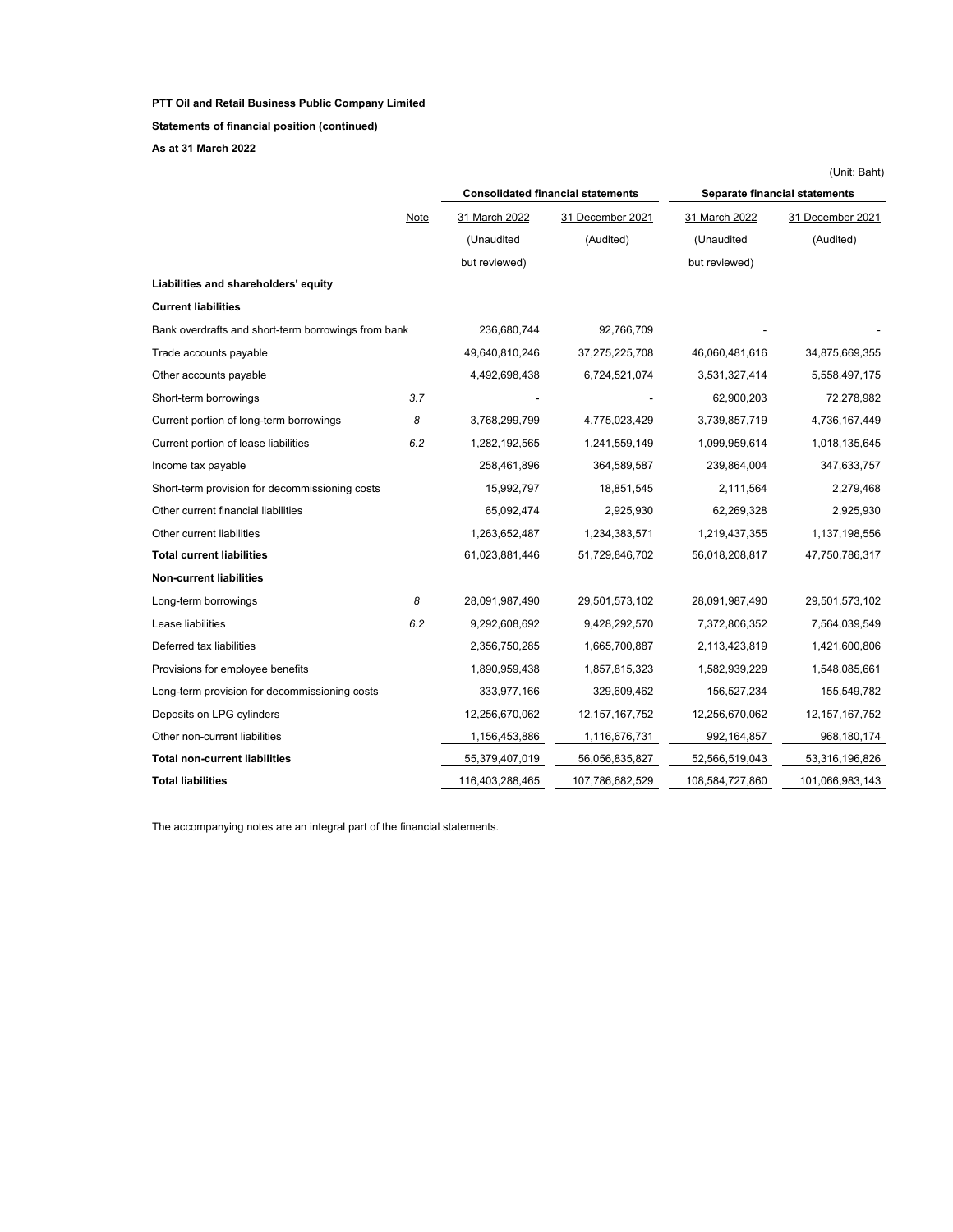**PTT Oil and Retail Business Public Company Limited**

**Statements of financial position (continued)**

**As at 31 March 2022**

(Unit: Baht)

| | Note | Consolidated financial statements | | Separate financial statements | |
|---|---|---|---|---|---|
| | | 31 March 2022 | 31 December 2021 | 31 March 2022 | 31 December 2021 |
| | | (Unaudited but reviewed) | (Audited) | (Unaudited but reviewed) | (Audited) |
| **Liabilities and shareholders' equity** | | | | | |
| **Current liabilities** | | | | | |
| Bank overdrafts and short-term borrowings from bank | | 236,680,744 | 92,766,709 | - | - |
| Trade accounts payable | | 49,640,810,246 | 37,275,225,708 | 46,060,481,616 | 34,875,669,355 |
| Other accounts payable | | 4,492,698,438 | 6,724,521,074 | 3,531,327,414 | 5,558,497,175 |
| Short-term borrowings | 3.7 | - | - | 62,900,203 | 72,278,982 |
| Current portion of long-term borrowings | 8 | 3,768,299,799 | 4,775,023,429 | 3,739,857,719 | 4,736,167,449 |
| Current portion of lease liabilities | 6.2 | 1,282,192,565 | 1,241,559,149 | 1,099,959,614 | 1,018,135,645 |
| Income tax payable | | 258,461,896 | 364,589,587 | 239,864,004 | 347,633,757 |
| Short-term provision for decommissioning costs | | 15,992,797 | 18,851,545 | 2,111,564 | 2,279,468 |
| Other current financial liabilities | | 65,092,474 | 2,925,930 | 62,269,328 | 2,925,930 |
| Other current liabilities | | 1,263,652,487 | 1,234,383,571 | 1,219,437,355 | 1,137,198,556 |
| **Total current liabilities** | | 61,023,881,446 | 51,729,846,702 | 56,018,208,817 | 47,750,786,317 |
| **Non-current liabilities** | | | | | |
| Long-term borrowings | 8 | 28,091,987,490 | 29,501,573,102 | 28,091,987,490 | 29,501,573,102 |
| Lease liabilities | 6.2 | 9,292,608,692 | 9,428,292,570 | 7,372,806,352 | 7,564,039,549 |
| Deferred tax liabilities | | 2,356,750,285 | 1,665,700,887 | 2,113,423,819 | 1,421,600,806 |
| Provisions for employee benefits | | 1,890,959,438 | 1,857,815,323 | 1,582,939,229 | 1,548,085,661 |
| Long-term provision for decommissioning costs | | 333,977,166 | 329,609,462 | 156,527,234 | 155,549,782 |
| Deposits on LPG cylinders | | 12,256,670,062 | 12,157,167,752 | 12,256,670,062 | 12,157,167,752 |
| Other non-current liabilities | | 1,156,453,886 | 1,116,676,731 | 992,164,857 | 968,180,174 |
| **Total non-current liabilities** | | 55,379,407,019 | 56,056,835,827 | 52,566,519,043 | 53,316,196,826 |
| **Total liabilities** | | 116,403,288,465 | 107,786,682,529 | 108,584,727,860 | 101,066,983,143 |

The accompanying notes are an integral part of the financial statements.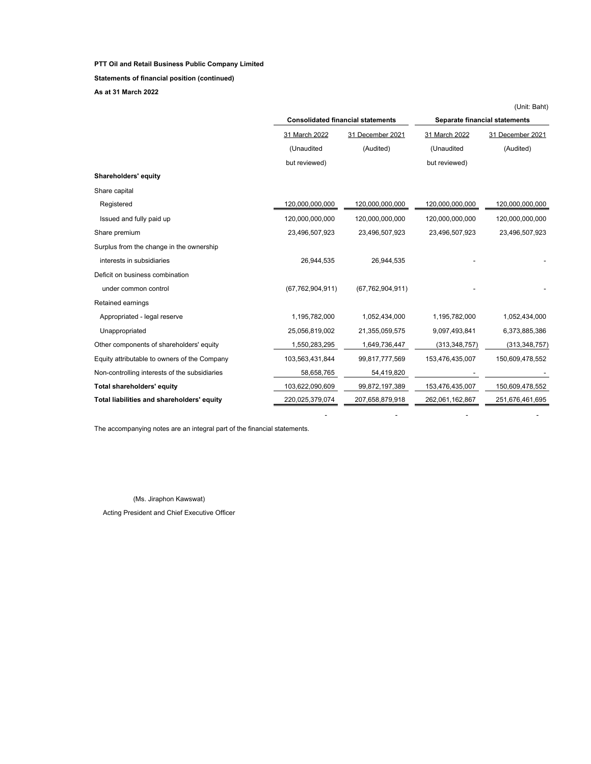**PTT Oil and Retail Business Public Company Limited**

**Statements of financial position (continued)**

**As at 31 March 2022**

(Unit: Baht)

| | Consolidated financial statements | | Separate financial statements | |
|---|---|---|---|---|
| | 31 March 2022 (Unaudited but reviewed) | 31 December 2021 (Audited) | 31 March 2022 (Unaudited but reviewed) | 31 December 2021 (Audited) |
| **Shareholders' equity** | | | | |
| Share capital | | | | |
| Registered | 120,000,000,000 | 120,000,000,000 | 120,000,000,000 | 120,000,000,000 |
| Issued and fully paid up | 120,000,000,000 | 120,000,000,000 | 120,000,000,000 | 120,000,000,000 |
| Share premium | 23,496,507,923 | 23,496,507,923 | 23,496,507,923 | 23,496,507,923 |
| Surplus from the change in the ownership interests in subsidiaries | 26,944,535 | 26,944,535 | - | - |
| Deficit on business combination under common control | (67,762,904,911) | (67,762,904,911) | - | - |
| Retained earnings | | | | |
| Appropriated - legal reserve | 1,195,782,000 | 1,052,434,000 | 1,195,782,000 | 1,052,434,000 |
| Unappropriated | 25,056,819,002 | 21,355,059,575 | 9,097,493,841 | 6,373,885,386 |
| Other components of shareholders' equity | 1,550,283,295 | 1,649,736,447 | (313,348,757) | (313,348,757) |
| Equity attributable to owners of the Company | 103,563,431,844 | 99,817,777,569 | 153,476,435,007 | 150,609,478,552 |
| Non-controlling interests of the subsidiaries | 58,658,765 | 54,419,820 | - | - |
| **Total shareholders' equity** | 103,622,090,609 | 99,872,197,389 | 153,476,435,007 | 150,609,478,552 |
| **Total liabilities and shareholders' equity** | 220,025,379,074 | 207,658,879,918 | 262,061,162,867 | 251,676,461,695 |
| | - | - | - | - |

The accompanying notes are an integral part of the financial statements.

(Ms. Jiraphon Kawswat)

Acting President and Chief Executive Officer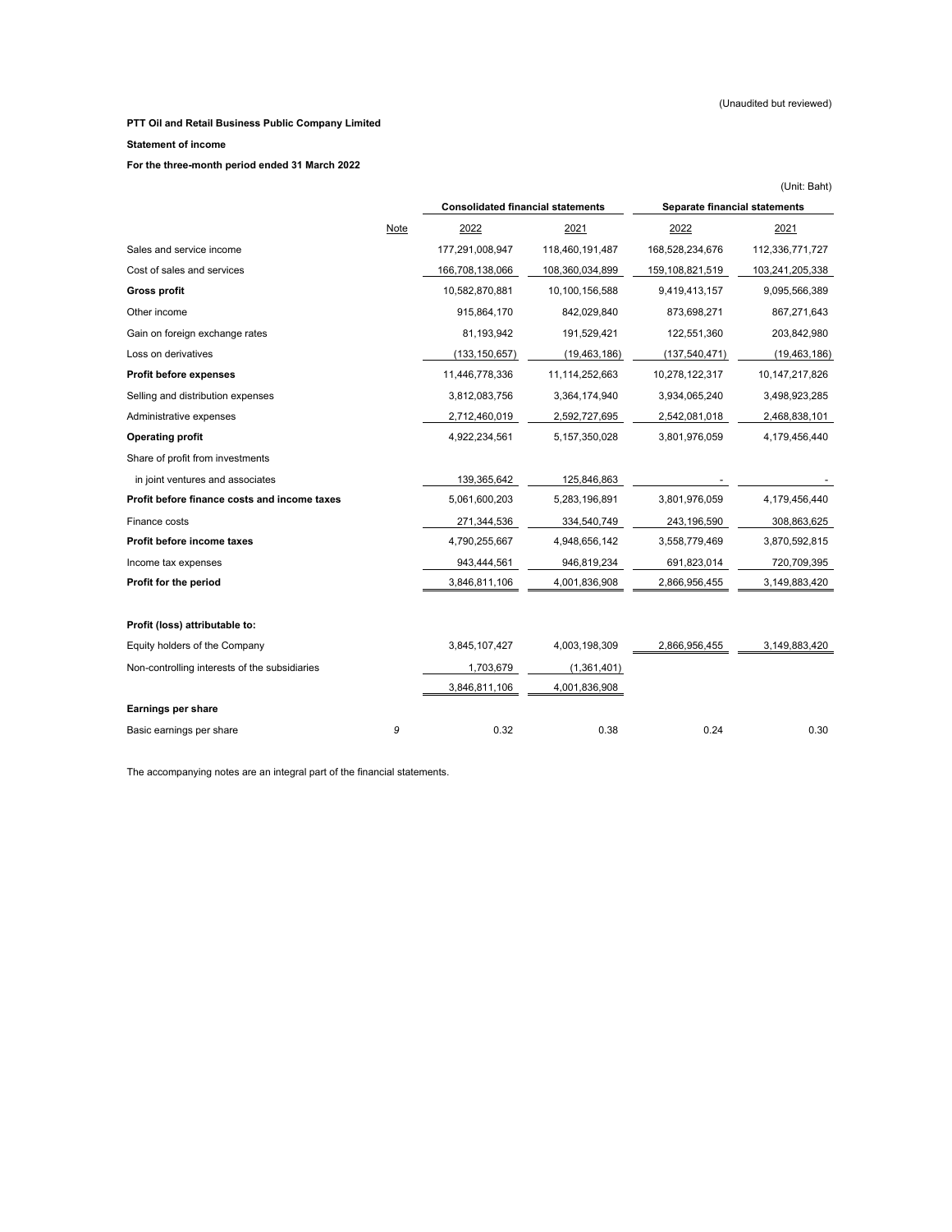(Unaudited but reviewed)

**PTT Oil and Retail Business Public Company Limited**

**Statement of income**

**For the three-month period ended 31 March 2022**

(Unit: Baht)

| | Note | Consolidated financial statements | | Separate financial statements | |
|---|---|---|---|---|---|
| | | 2022 | 2021 | 2022 | 2021 |
| Sales and service income | | 177,291,008,947 | 118,460,191,487 | 168,528,234,676 | 112,336,771,727 |
| Cost of sales and services | | 166,708,138,066 | 108,360,034,899 | 159,108,821,519 | 103,241,205,338 |
| **Gross profit** | | 10,582,870,881 | 10,100,156,588 | 9,419,413,157 | 9,095,566,389 |
| Other income | | 915,864,170 | 842,029,840 | 873,698,271 | 867,271,643 |
| Gain on foreign exchange rates | | 81,193,942 | 191,529,421 | 122,551,360 | 203,842,980 |
| Loss on derivatives | | (133,150,657) | (19,463,186) | (137,540,471) | (19,463,186) |
| **Profit before expenses** | | 11,446,778,336 | 11,114,252,663 | 10,278,122,317 | 10,147,217,826 |
| Selling and distribution expenses | | 3,812,083,756 | 3,364,174,940 | 3,934,065,240 | 3,498,923,285 |
| Administrative expenses | | 2,712,460,019 | 2,592,727,695 | 2,542,081,018 | 2,468,838,101 |
| **Operating profit** | | 4,922,234,561 | 5,157,350,028 | 3,801,976,059 | 4,179,456,440 |
| Share of profit from investments | | | | | |
| in joint ventures and associates | | 139,365,642 | 125,846,863 | - | - |
| **Profit before finance costs and income taxes** | | 5,061,600,203 | 5,283,196,891 | 3,801,976,059 | 4,179,456,440 |
| Finance costs | | 271,344,536 | 334,540,749 | 243,196,590 | 308,863,625 |
| **Profit before income taxes** | | 4,790,255,667 | 4,948,656,142 | 3,558,779,469 | 3,870,592,815 |
| Income tax expenses | | 943,444,561 | 946,819,234 | 691,823,014 | 720,709,395 |
| **Profit for the period** | | 3,846,811,106 | 4,001,836,908 | 2,866,956,455 | 3,149,883,420 |
| | | | | | |
| **Profit (loss) attributable to:** | | | | | |
| Equity holders of the Company | | 3,845,107,427 | 4,003,198,309 | 2,866,956,455 | 3,149,883,420 |
| Non-controlling interests of the subsidiaries | | 1,703,679 | (1,361,401) | | |
| | | 3,846,811,106 | 4,001,836,908 | | |
| **Earnings per share** | | | | | |
| Basic earnings per share | 9 | 0.32 | 0.38 | 0.24 | 0.30 |

The accompanying notes are an integral part of the financial statements.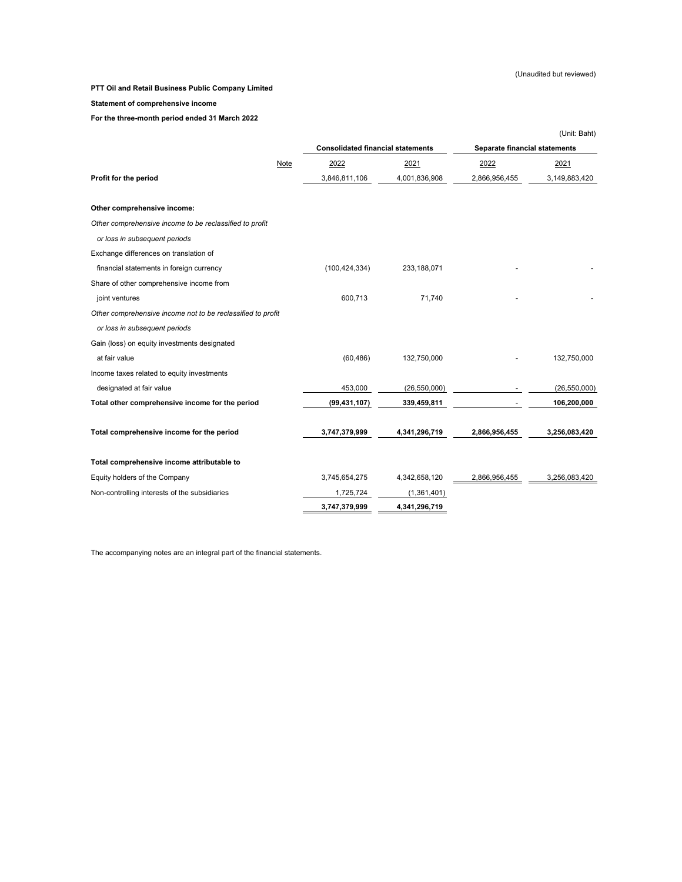(Unaudited but reviewed)

**PTT Oil and Retail Business Public Company Limited**

**Statement of comprehensive income**

**For the three-month period ended 31 March 2022**

(Unit: Baht)

| | Note | Consolidated financial statements | | Separate financial statements | |
|---|---|---|---|---|---|
| | | 2022 | 2021 | 2022 | 2021 |
| **Profit for the period** | | 3,846,811,106 | 4,001,836,908 | 2,866,956,455 | 3,149,883,420 |
| **Other comprehensive income:** | | | | | |
| *Other comprehensive income to be reclassified to profit or loss in subsequent periods* | | | | | |
| Exchange differences on translation of financial statements in foreign currency | | (100,424,334) | 233,188,071 | - | - |
| Share of other comprehensive income from joint ventures | | 600,713 | 71,740 | - | - |
| *Other comprehensive income not to be reclassified to profit or loss in subsequent periods* | | | | | |
| Gain (loss) on equity investments designated at fair value | | (60,486) | 132,750,000 | - | 132,750,000 |
| Income taxes related to equity investments designated at fair value | | 453,000 | (26,550,000) | - | (26,550,000) |
| **Total other comprehensive income for the period** | | **(99,431,107)** | **339,459,811** | - | **106,200,000** |
| **Total comprehensive income for the period** | | **3,747,379,999** | **4,341,296,719** | **2,866,956,455** | **3,256,083,420** |
| **Total comprehensive income attributable to** | | | | | |
| Equity holders of the Company | | 3,745,654,275 | 4,342,658,120 | 2,866,956,455 | 3,256,083,420 |
| Non-controlling interests of the subsidiaries | | 1,725,724 | (1,361,401) | | |
| | | **3,747,379,999** | **4,341,296,719** | | |

The accompanying notes are an integral part of the financial statements.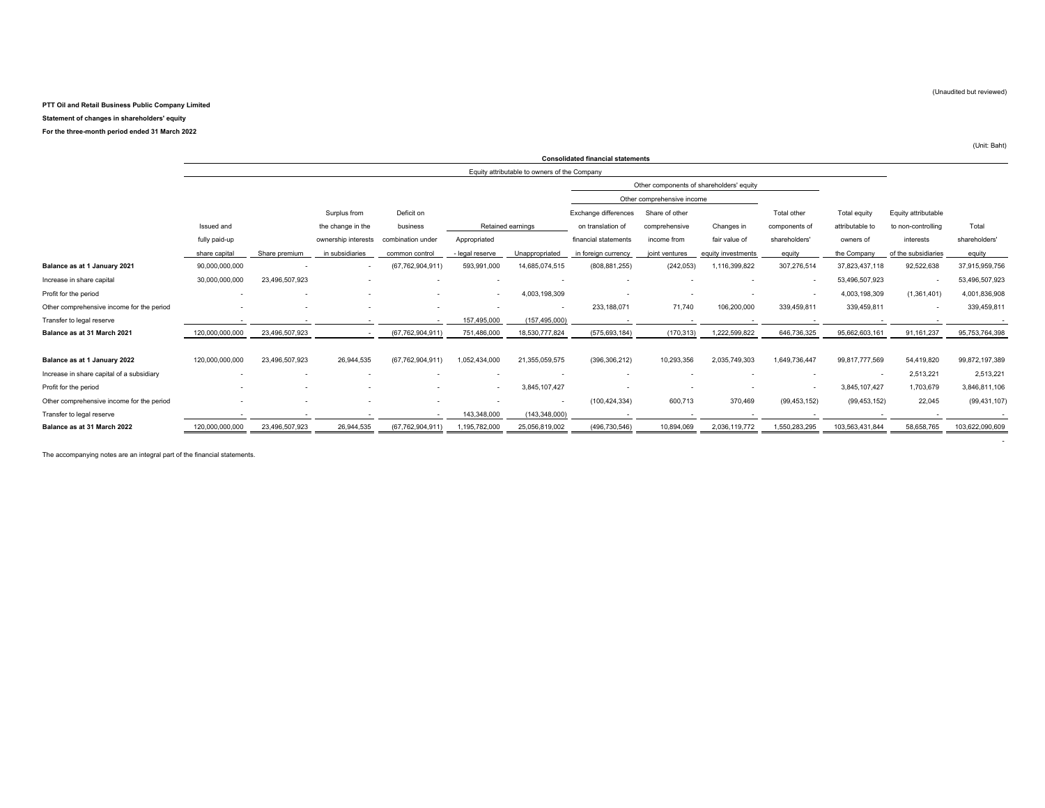(Unaudited but reviewed)

**PTT Oil and Retail Business Public Company Limited**

**Statement of changes in shareholders' equity**

**For the three-month period ended 31 March 2022**

(Unit: Baht)

| | Consolidated financial statements | | | | | | | | | | | | |
|---|---|---|---|---|---|---|---|---|---|---|---|---|---|
| | Equity attributable to owners of the Company | | | | | | | | | | | | |
| | | | | | | | Other components of shareholders' equity | | | | | | |
| | | | | | | | Other comprehensive income | | | | | | |
| | Issued and fully paid-up share capital | Share premium | Surplus from the change in the ownership interests in subsidiaries | Deficit on business combination under common control | Retained earnings - Appropriated - legal reserve | Retained earnings - Unappropriated | Exchange differences on translation of financial statements in foreign currency | Share of other comprehensive income from joint ventures | Changes in fair value of equity investments | Total other components of shareholders' equity | Total equity attributable to owners of the Company | Equity attributable to non-controlling interests of the subsidiaries | Total shareholders' equity |
| **Balance as at 1 January 2021** | 90,000,000,000 | - | - | (67,762,904,911) | 593,991,000 | 14,685,074,515 | (808,881,255) | (242,053) | 1,116,399,822 | 307,276,514 | 37,823,437,118 | 92,522,638 | 37,915,959,756 |
| Increase in share capital | 30,000,000,000 | 23,496,507,923 | - | - | - | - | - | - | - | - | 53,496,507,923 | - | 53,496,507,923 |
| Profit for the period | - | - | - | - | - | 4,003,198,309 | - | - | - | - | 4,003,198,309 | (1,361,401) | 4,001,836,908 |
| Other comprehensive income for the period | - | - | - | - | - | - | 233,188,071 | 71,740 | 106,200,000 | 339,459,811 | 339,459,811 | - | 339,459,811 |
| Transfer to legal reserve | - | - | - | - | 157,495,000 | (157,495,000) | - | - | - | - | - | - | - |
| **Balance as at 31 March 2021** | 120,000,000,000 | 23,496,507,923 | - | (67,762,904,911) | 751,486,000 | 18,530,777,824 | (575,693,184) | (170,313) | 1,222,599,822 | 646,736,325 | 95,662,603,161 | 91,161,237 | 95,753,764,398 |
| | | | | | | | | | | | | | |
| **Balance as at 1 January 2022** | 120,000,000,000 | 23,496,507,923 | 26,944,535 | (67,762,904,911) | 1,052,434,000 | 21,355,059,575 | (396,306,212) | 10,293,356 | 2,035,749,303 | 1,649,736,447 | 99,817,777,569 | 54,419,820 | 99,872,197,389 |
| Increase in share capital of a subsidiary | - | - | - | - | - | - | - | - | - | - | - | 2,513,221 | 2,513,221 |
| Profit for the period | - | - | - | - | - | 3,845,107,427 | - | - | - | - | 3,845,107,427 | 1,703,679 | 3,846,811,106 |
| Other comprehensive income for the period | - | - | - | - | - | - | (100,424,334) | 600,713 | 370,469 | (99,453,152) | (99,453,152) | 22,045 | (99,431,107) |
| Transfer to legal reserve | - | - | - | - | 143,348,000 | (143,348,000) | - | - | - | - | - | - | - |
| **Balance as at 31 March 2022** | 120,000,000,000 | 23,496,507,923 | 26,944,535 | (67,762,904,911) | 1,195,782,000 | 25,056,819,002 | (496,730,546) | 10,894,069 | 2,036,119,772 | 1,550,283,295 | 103,563,431,844 | 58,658,765 | 103,622,090,609 |

The accompanying notes are an integral part of the financial statements.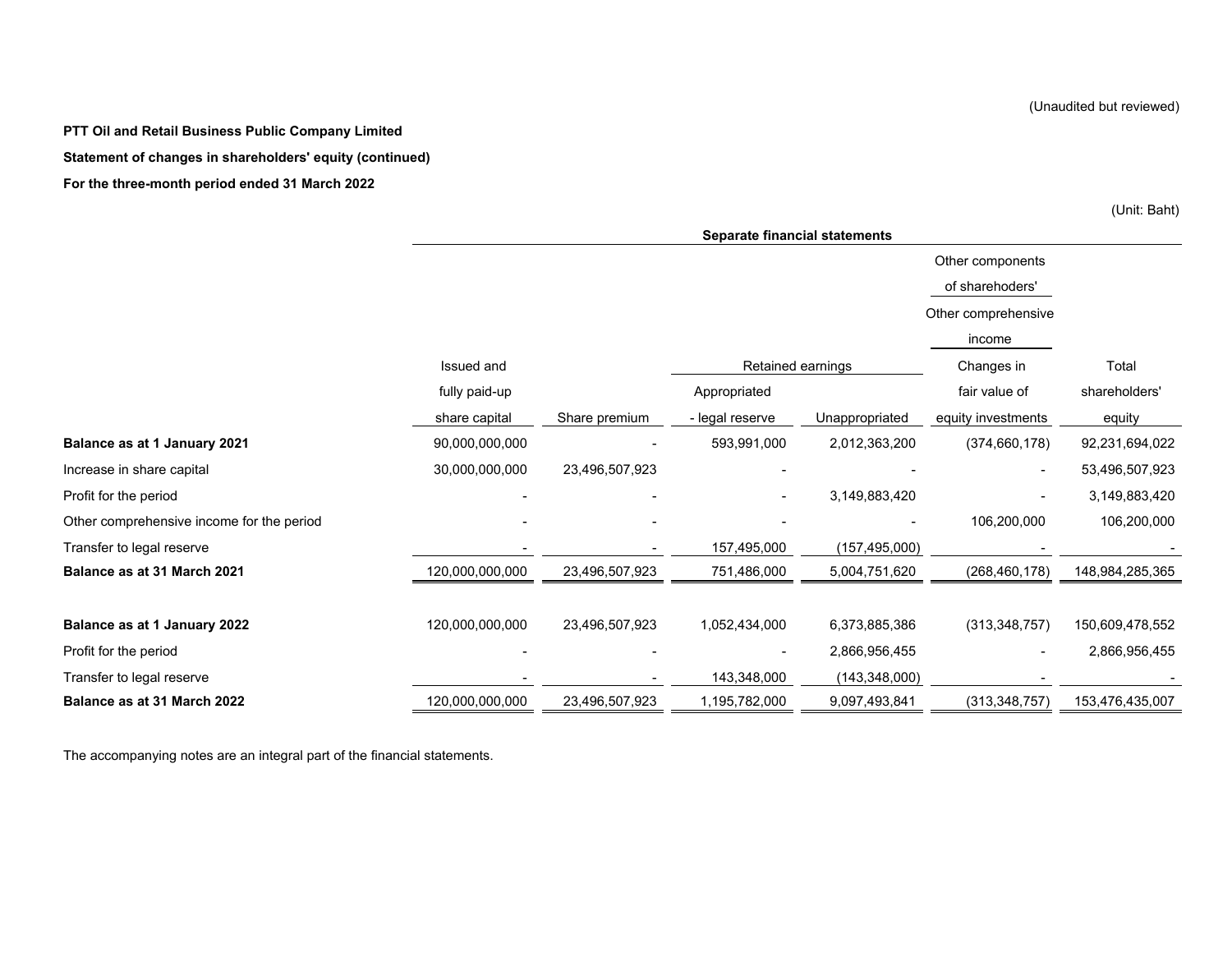(Unaudited but reviewed)

**PTT Oil and Retail Business Public Company Limited**

**Statement of changes in shareholders' equity (continued)**

**For the three-month period ended 31 March 2022**

(Unit: Baht)

| | Separate financial statements | | | | | |
|---|---|---|---|---|---|---|
| | | | | | Other components of sharehoders' | |
| | | | | | Other comprehensive income | |
| | Issued and | | Retained earnings | | Changes in | Total |
| | fully paid-up | | Appropriated | | fair value of | shareholders' |
| | share capital | Share premium | - legal reserve | Unappropriated | equity investments | equity |
| **Balance as at 1 January 2021** | 90,000,000,000 | - | 593,991,000 | 2,012,363,200 | (374,660,178) | 92,231,694,022 |
| Increase in share capital | 30,000,000,000 | 23,496,507,923 | - | - | - | 53,496,507,923 |
| Profit for the period | - | - | - | 3,149,883,420 | - | 3,149,883,420 |
| Other comprehensive income for the period | - | - | - | - | 106,200,000 | 106,200,000 |
| Transfer to legal reserve | - | - | 157,495,000 | (157,495,000) | - | - |
| **Balance as at 31 March 2021** | 120,000,000,000 | 23,496,507,923 | 751,486,000 | 5,004,751,620 | (268,460,178) | 148,984,285,365 |
| | | | | | | |
| **Balance as at 1 January 2022** | 120,000,000,000 | 23,496,507,923 | 1,052,434,000 | 6,373,885,386 | (313,348,757) | 150,609,478,552 |
| Profit for the period | - | - | - | 2,866,956,455 | - | 2,866,956,455 |
| Transfer to legal reserve | - | - | 143,348,000 | (143,348,000) | - | - |
| **Balance as at 31 March 2022** | 120,000,000,000 | 23,496,507,923 | 1,195,782,000 | 9,097,493,841 | (313,348,757) | 153,476,435,007 |

The accompanying notes are an integral part of the financial statements.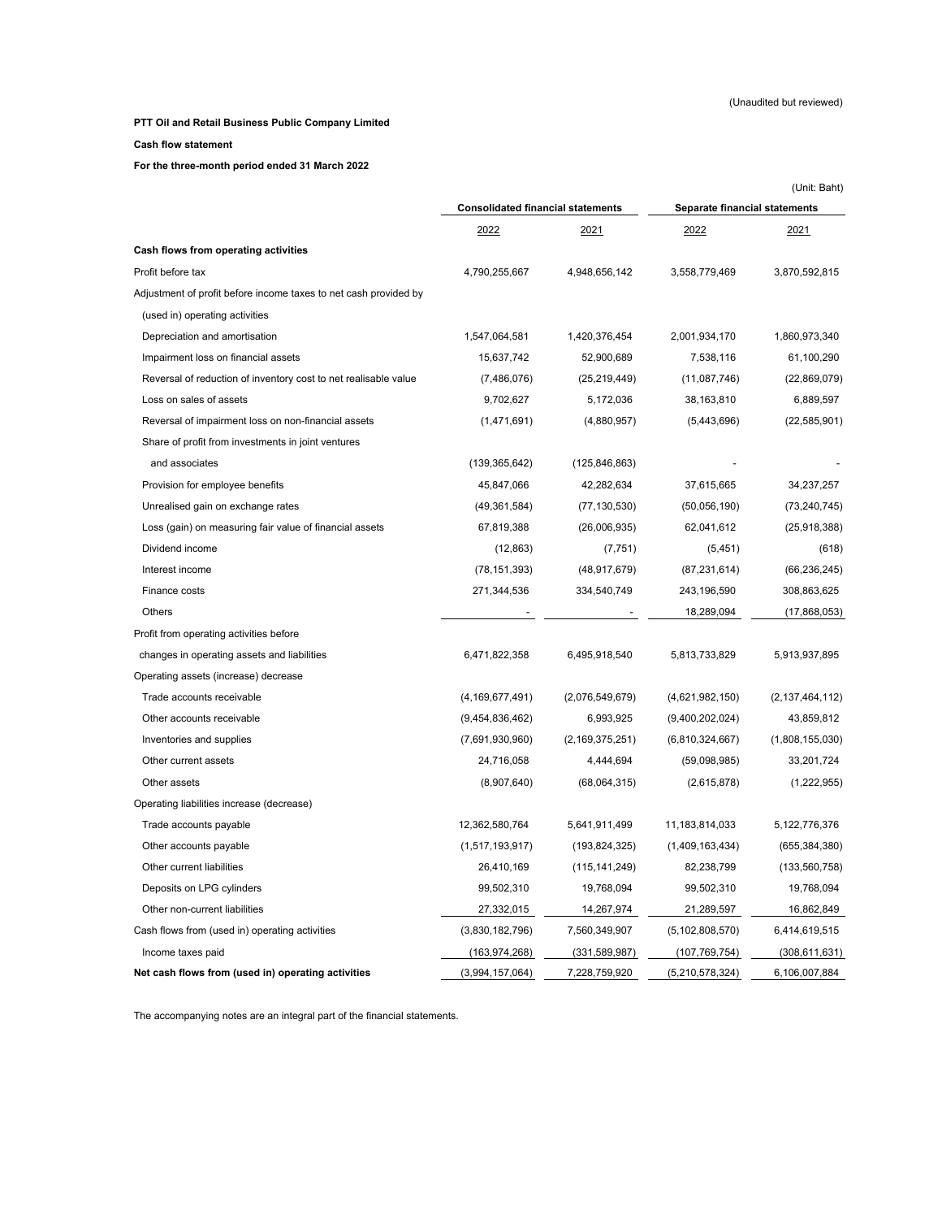(Unaudited but reviewed)

**PTT Oil and Retail Business Public Company Limited**

**Cash flow statement**

**For the three-month period ended 31 March 2022**

(Unit: Baht)

| | Consolidated financial statements | | Separate financial statements | |
|---|---|---|---|---|
| | 2022 | 2021 | 2022 | 2021 |
| **Cash flows from operating activities** | | | | |
| Profit before tax | 4,790,255,667 | 4,948,656,142 | 3,558,779,469 | 3,870,592,815 |
| Adjustment of profit before income taxes to net cash provided by | | | | |
| (used in) operating activities | | | | |
| Depreciation and amortisation | 1,547,064,581 | 1,420,376,454 | 2,001,934,170 | 1,860,973,340 |
| Impairment loss on financial assets | 15,637,742 | 52,900,689 | 7,538,116 | 61,100,290 |
| Reversal of reduction of inventory cost to net realisable value | (7,486,076) | (25,219,449) | (11,087,746) | (22,869,079) |
| Loss on sales of assets | 9,702,627 | 5,172,036 | 38,163,810 | 6,889,597 |
| Reversal of impairment loss on non-financial assets | (1,471,691) | (4,880,957) | (5,443,696) | (22,585,901) |
| Share of profit from investments in joint ventures | | | | |
| and associates | (139,365,642) | (125,846,863) | - | - |
| Provision for employee benefits | 45,847,066 | 42,282,634 | 37,615,665 | 34,237,257 |
| Unrealised gain on exchange rates | (49,361,584) | (77,130,530) | (50,056,190) | (73,240,745) |
| Loss (gain) on measuring fair value of financial assets | 67,819,388 | (26,006,935) | 62,041,612 | (25,918,388) |
| Dividend income | (12,863) | (7,751) | (5,451) | (618) |
| Interest income | (78,151,393) | (48,917,679) | (87,231,614) | (66,236,245) |
| Finance costs | 271,344,536 | 334,540,749 | 243,196,590 | 308,863,625 |
| Others | - | - | 18,289,094 | (17,868,053) |
| Profit from operating activities before | | | | |
| changes in operating assets and liabilities | 6,471,822,358 | 6,495,918,540 | 5,813,733,829 | 5,913,937,895 |
| Operating assets (increase) decrease | | | | |
| Trade accounts receivable | (4,169,677,491) | (2,076,549,679) | (4,621,982,150) | (2,137,464,112) |
| Other accounts receivable | (9,454,836,462) | 6,993,925 | (9,400,202,024) | 43,859,812 |
| Inventories and supplies | (7,691,930,960) | (2,169,375,251) | (6,810,324,667) | (1,808,155,030) |
| Other current assets | 24,716,058 | 4,444,694 | (59,098,985) | 33,201,724 |
| Other assets | (8,907,640) | (68,064,315) | (2,615,878) | (1,222,955) |
| Operating liabilities increase (decrease) | | | | |
| Trade accounts payable | 12,362,580,764 | 5,641,911,499 | 11,183,814,033 | 5,122,776,376 |
| Other accounts payable | (1,517,193,917) | (193,824,325) | (1,409,163,434) | (655,384,380) |
| Other current liabilities | 26,410,169 | (115,141,249) | 82,238,799 | (133,560,758) |
| Deposits on LPG cylinders | 99,502,310 | 19,768,094 | 99,502,310 | 19,768,094 |
| Other non-current liabilities | 27,332,015 | 14,267,974 | 21,289,597 | 16,862,849 |
| Cash flows from (used in) operating activities | (3,830,182,796) | 7,560,349,907 | (5,102,808,570) | 6,414,619,515 |
| Income taxes paid | (163,974,268) | (331,589,987) | (107,769,754) | (308,611,631) |
| **Net cash flows from (used in) operating activities** | (3,994,157,064) | 7,228,759,920 | (5,210,578,324) | 6,106,007,884 |

The accompanying notes are an integral part of the financial statements.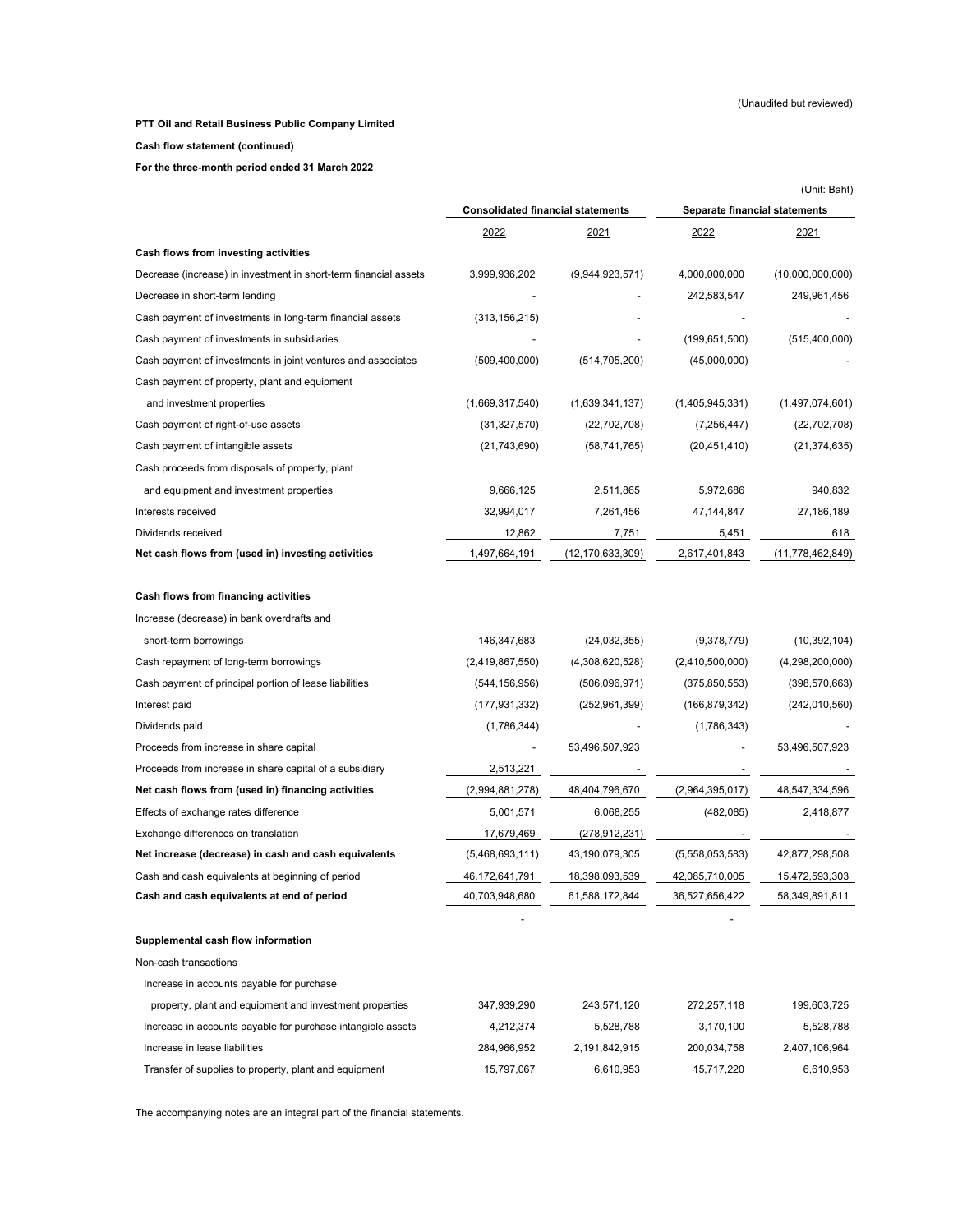(Unaudited but reviewed)

**PTT Oil and Retail Business Public Company Limited**

**Cash flow statement (continued)**

**For the three-month period ended 31 March 2022**

(Unit: Baht)

| | Consolidated financial statements | | Separate financial statements | |
|---|---|---|---|---|
| | 2022 | 2021 | 2022 | 2021 |
| **Cash flows from investing activities** | | | | |
| Decrease (increase) in investment in short-term financial assets | 3,999,936,202 | (9,944,923,571) | 4,000,000,000 | (10,000,000,000) |
| Decrease in short-term lending | - | - | 242,583,547 | 249,961,456 |
| Cash payment of investments in long-term financial assets | (313,156,215) | - | - | - |
| Cash payment of investments in subsidiaries | - | - | (199,651,500) | (515,400,000) |
| Cash payment of investments in joint ventures and associates | (509,400,000) | (514,705,200) | (45,000,000) | - |
| Cash payment of property, plant and equipment and investment properties | (1,669,317,540) | (1,639,341,137) | (1,405,945,331) | (1,497,074,601) |
| Cash payment of right-of-use assets | (31,327,570) | (22,702,708) | (7,256,447) | (22,702,708) |
| Cash payment of intangible assets | (21,743,690) | (58,741,765) | (20,451,410) | (21,374,635) |
| Cash proceeds from disposals of property, plant and equipment and investment properties | 9,666,125 | 2,511,865 | 5,972,686 | 940,832 |
| Interests received | 32,994,017 | 7,261,456 | 47,144,847 | 27,186,189 |
| Dividends received | 12,862 | 7,751 | 5,451 | 618 |
| **Net cash flows from (used in) investing activities** | 1,497,664,191 | (12,170,633,309) | 2,617,401,843 | (11,778,462,849) |
| **Cash flows from financing activities** | | | | |
| Increase (decrease) in bank overdrafts and short-term borrowings | 146,347,683 | (24,032,355) | (9,378,779) | (10,392,104) |
| Cash repayment of long-term borrowings | (2,419,867,550) | (4,308,620,528) | (2,410,500,000) | (4,298,200,000) |
| Cash payment of principal portion of lease liabilities | (544,156,956) | (506,096,971) | (375,850,553) | (398,570,663) |
| Interest paid | (177,931,332) | (252,961,399) | (166,879,342) | (242,010,560) |
| Dividends paid | (1,786,344) | - | (1,786,343) | - |
| Proceeds from increase in share capital | - | 53,496,507,923 | - | 53,496,507,923 |
| Proceeds from increase in share capital of a subsidiary | 2,513,221 | - | - | - |
| **Net cash flows from (used in) financing activities** | (2,994,881,278) | 48,404,796,670 | (2,964,395,017) | 48,547,334,596 |
| Effects of exchange rates difference | 5,001,571 | 6,068,255 | (482,085) | 2,418,877 |
| Exchange differences on translation | 17,679,469 | (278,912,231) | - | - |
| **Net increase (decrease) in cash and cash equivalents** | (5,468,693,111) | 43,190,079,305 | (5,558,053,583) | 42,877,298,508 |
| Cash and cash equivalents at beginning of period | 46,172,641,791 | 18,398,093,539 | 42,085,710,005 | 15,472,593,303 |
| **Cash and cash equivalents at end of period** | 40,703,948,680 | 61,588,172,844 | 36,527,656,422 | 58,349,891,811 |
| | - | | - | |
| **Supplemental cash flow information** | | | | |
| Non-cash transactions | | | | |
| Increase in accounts payable for purchase property, plant and equipment and investment properties | 347,939,290 | 243,571,120 | 272,257,118 | 199,603,725 |
| Increase in accounts payable for purchase intangible assets | 4,212,374 | 5,528,788 | 3,170,100 | 5,528,788 |
| Increase in lease liabilities | 284,966,952 | 2,191,842,915 | 200,034,758 | 2,407,106,964 |
| Transfer of supplies to property, plant and equipment | 15,797,067 | 6,610,953 | 15,717,220 | 6,610,953 |

The accompanying notes are an integral part of the financial statements.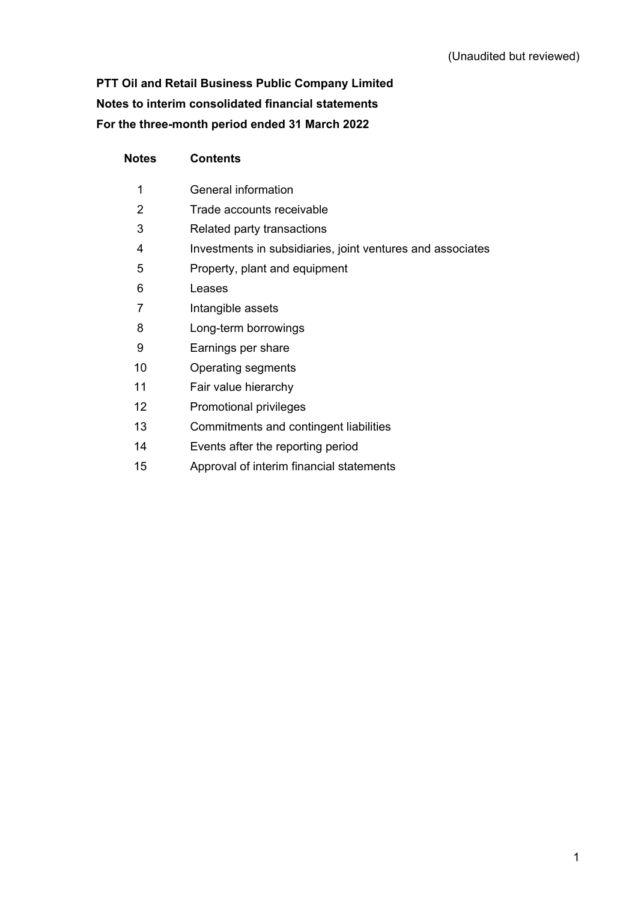(Unaudited but reviewed)

**PTT Oil and Retail Business Public Company Limited**
**Notes to interim consolidated financial statements**
**For the three-month period ended 31 March 2022**

| Notes | Contents |
|---|---|
| 1 | General information |
| 2 | Trade accounts receivable |
| 3 | Related party transactions |
| 4 | Investments in subsidiaries, joint ventures and associates |
| 5 | Property, plant and equipment |
| 6 | Leases |
| 7 | Intangible assets |
| 8 | Long-term borrowings |
| 9 | Earnings per share |
| 10 | Operating segments |
| 11 | Fair value hierarchy |
| 12 | Promotional privileges |
| 13 | Commitments and contingent liabilities |
| 14 | Events after the reporting period |
| 15 | Approval of interim financial statements |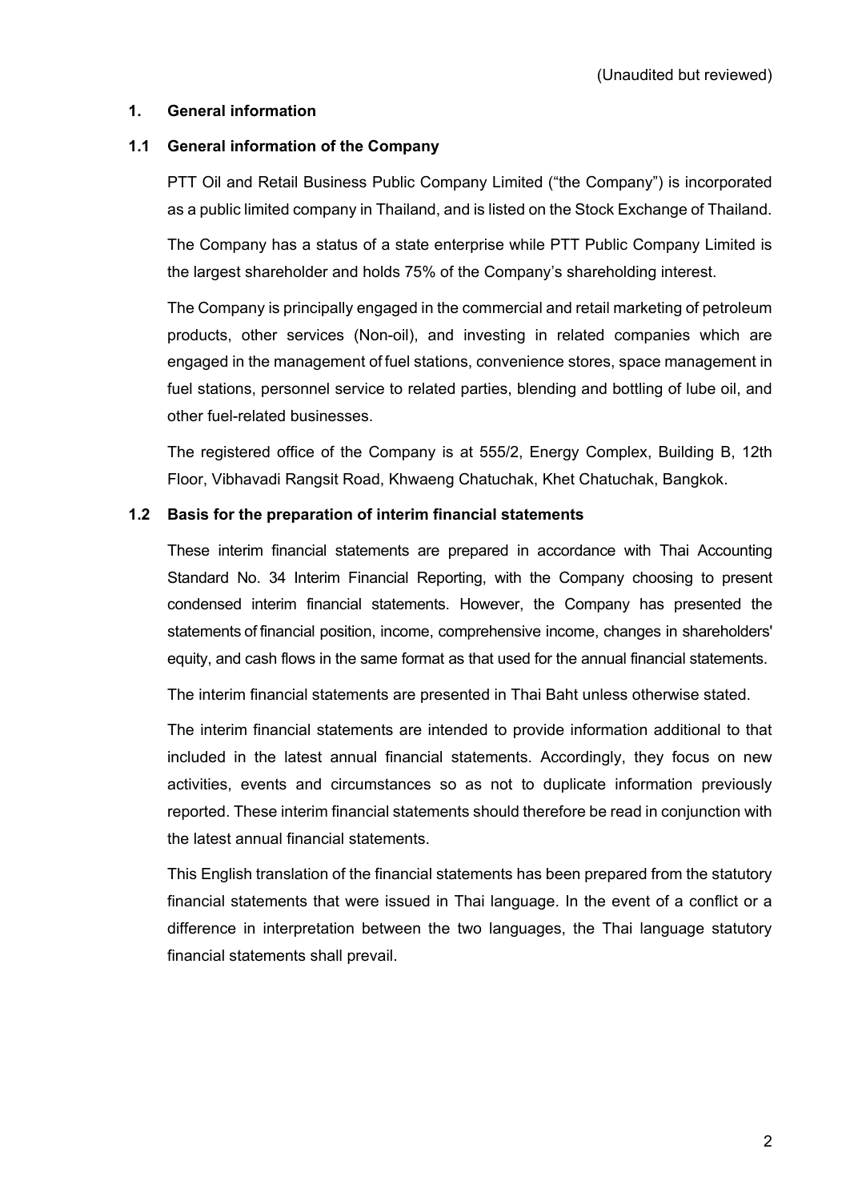(Unaudited but reviewed)

## 1. General information

### 1.1 General information of the Company

PTT Oil and Retail Business Public Company Limited ("the Company") is incorporated as a public limited company in Thailand, and is listed on the Stock Exchange of Thailand.

The Company has a status of a state enterprise while PTT Public Company Limited is the largest shareholder and holds 75% of the Company's shareholding interest.

The Company is principally engaged in the commercial and retail marketing of petroleum products, other services (Non-oil), and investing in related companies which are engaged in the management of fuel stations, convenience stores, space management in fuel stations, personnel service to related parties, blending and bottling of lube oil, and other fuel-related businesses.

The registered office of the Company is at 555/2, Energy Complex, Building B, 12th Floor, Vibhavadi Rangsit Road, Khwaeng Chatuchak, Khet Chatuchak, Bangkok.

### 1.2 Basis for the preparation of interim financial statements

These interim financial statements are prepared in accordance with Thai Accounting Standard No. 34 Interim Financial Reporting, with the Company choosing to present condensed interim financial statements. However, the Company has presented the statements of financial position, income, comprehensive income, changes in shareholders' equity, and cash flows in the same format as that used for the annual financial statements.

The interim financial statements are presented in Thai Baht unless otherwise stated.

The interim financial statements are intended to provide information additional to that included in the latest annual financial statements. Accordingly, they focus on new activities, events and circumstances so as not to duplicate information previously reported. These interim financial statements should therefore be read in conjunction with the latest annual financial statements.

This English translation of the financial statements has been prepared from the statutory financial statements that were issued in Thai language. In the event of a conflict or a difference in interpretation between the two languages, the Thai language statutory financial statements shall prevail.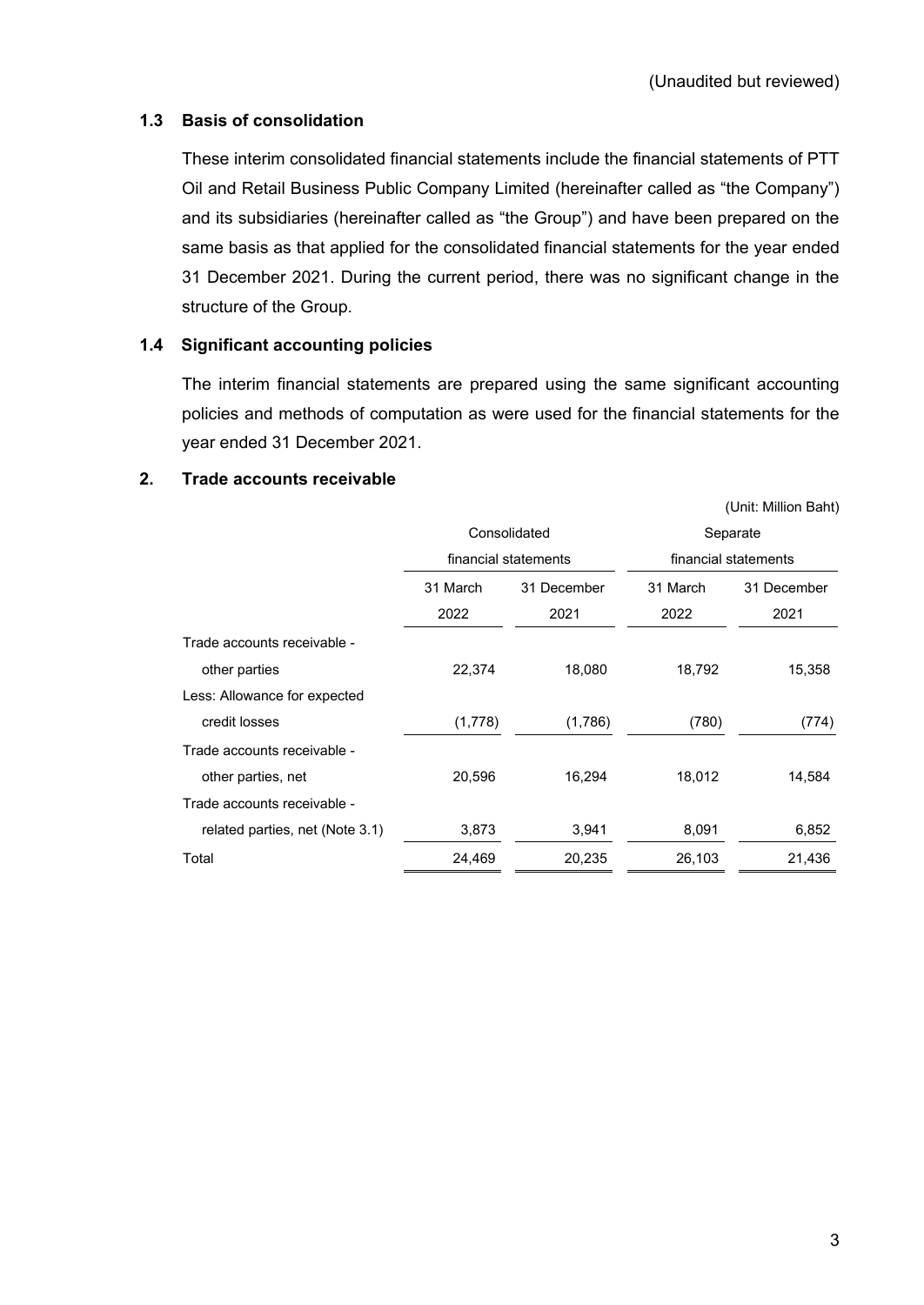(Unaudited but reviewed)

### 1.3 Basis of consolidation

These interim consolidated financial statements include the financial statements of PTT Oil and Retail Business Public Company Limited (hereinafter called as "the Company") and its subsidiaries (hereinafter called as "the Group") and have been prepared on the same basis as that applied for the consolidated financial statements for the year ended 31 December 2021. During the current period, there was no significant change in the structure of the Group.

### 1.4 Significant accounting policies

The interim financial statements are prepared using the same significant accounting policies and methods of computation as were used for the financial statements for the year ended 31 December 2021.

## 2. Trade accounts receivable

(Unit: Million Baht)

| | Consolidated financial statements | | Separate financial statements | |
|---|---|---|---|---|
| | 31 March 2022 | 31 December 2021 | 31 March 2022 | 31 December 2021 |
| Trade accounts receivable - other parties | 22,374 | 18,080 | 18,792 | 15,358 |
| Less: Allowance for expected credit losses | (1,778) | (1,786) | (780) | (774) |
| Trade accounts receivable - other parties, net | 20,596 | 16,294 | 18,012 | 14,584 |
| Trade accounts receivable - related parties, net (Note 3.1) | 3,873 | 3,941 | 8,091 | 6,852 |
| Total | 24,469 | 20,235 | 26,103 | 21,436 |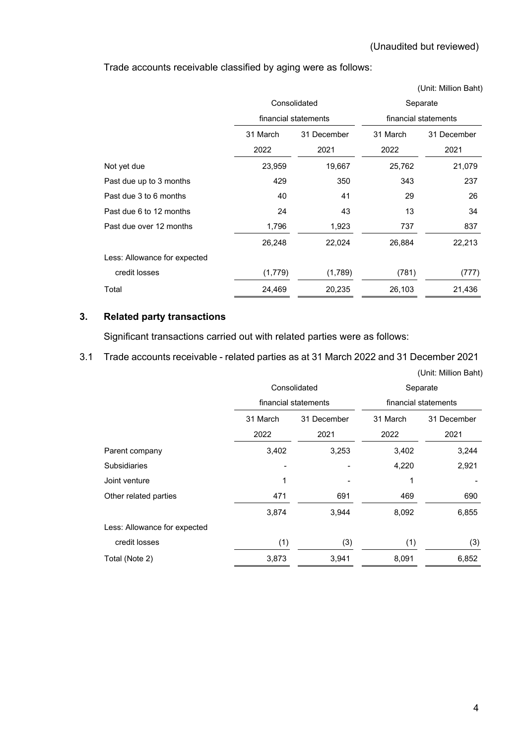(Unaudited but reviewed)

Trade accounts receivable classified by aging were as follows:

(Unit: Million Baht)

| | Consolidated financial statements | | Separate financial statements | |
|---|---|---|---|---|
| | 31 March 2022 | 31 December 2021 | 31 March 2022 | 31 December 2021 |
| Not yet due | 23,959 | 19,667 | 25,762 | 21,079 |
| Past due up to 3 months | 429 | 350 | 343 | 237 |
| Past due 3 to 6 months | 40 | 41 | 29 | 26 |
| Past due 6 to 12 months | 24 | 43 | 13 | 34 |
| Past due over 12 months | 1,796 | 1,923 | 737 | 837 |
| | 26,248 | 22,024 | 26,884 | 22,213 |
| Less: Allowance for expected credit losses | (1,779) | (1,789) | (781) | (777) |
| Total | 24,469 | 20,235 | 26,103 | 21,436 |

## 3. Related party transactions

Significant transactions carried out with related parties were as follows:

3.1 Trade accounts receivable - related parties as at 31 March 2022 and 31 December 2021

(Unit: Million Baht)

| | Consolidated financial statements | | Separate financial statements | |
|---|---|---|---|---|
| | 31 March 2022 | 31 December 2021 | 31 March 2022 | 31 December 2021 |
| Parent company | 3,402 | 3,253 | 3,402 | 3,244 |
| Subsidiaries | - | - | 4,220 | 2,921 |
| Joint venture | 1 | - | 1 | - |
| Other related parties | 471 | 691 | 469 | 690 |
| | 3,874 | 3,944 | 8,092 | 6,855 |
| Less: Allowance for expected credit losses | (1) | (3) | (1) | (3) |
| Total (Note 2) | 3,873 | 3,941 | 8,091 | 6,852 |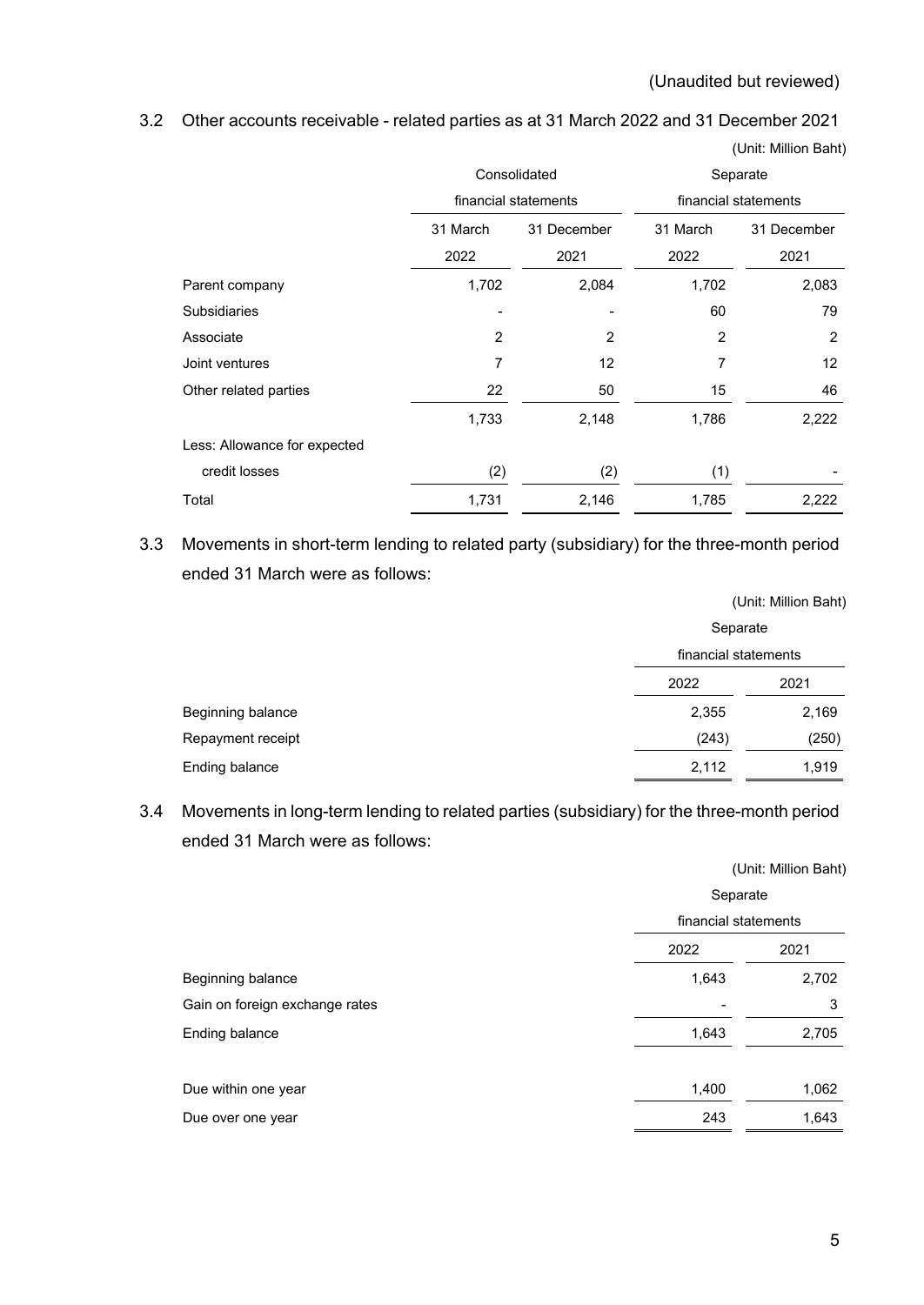(Unaudited but reviewed)

3.2 Other accounts receivable - related parties as at 31 March 2022 and 31 December 2021

(Unit: Million Baht)

| | Consolidated financial statements | | Separate financial statements | |
|---|---|---|---|---|
| | 31 March 2022 | 31 December 2021 | 31 March 2022 | 31 December 2021 |
| Parent company | 1,702 | 2,084 | 1,702 | 2,083 |
| Subsidiaries | - | - | 60 | 79 |
| Associate | 2 | 2 | 2 | 2 |
| Joint ventures | 7 | 12 | 7 | 12 |
| Other related parties | 22 | 50 | 15 | 46 |
| | 1,733 | 2,148 | 1,786 | 2,222 |
| Less: Allowance for expected credit losses | (2) | (2) | (1) | - |
| Total | 1,731 | 2,146 | 1,785 | 2,222 |

3.3 Movements in short-term lending to related party (subsidiary) for the three-month period ended 31 March were as follows:

(Unit: Million Baht)

| | Separate financial statements | |
|---|---|---|
| | 2022 | 2021 |
| Beginning balance | 2,355 | 2,169 |
| Repayment receipt | (243) | (250) |
| Ending balance | 2,112 | 1,919 |

3.4 Movements in long-term lending to related parties (subsidiary) for the three-month period ended 31 March were as follows:

(Unit: Million Baht)

| | Separate financial statements | |
|---|---|---|
| | 2022 | 2021 |
| Beginning balance | 1,643 | 2,702 |
| Gain on foreign exchange rates | - | 3 |
| Ending balance | 1,643 | 2,705 |
| | | |
| Due within one year | 1,400 | 1,062 |
| Due over one year | 243 | 1,643 |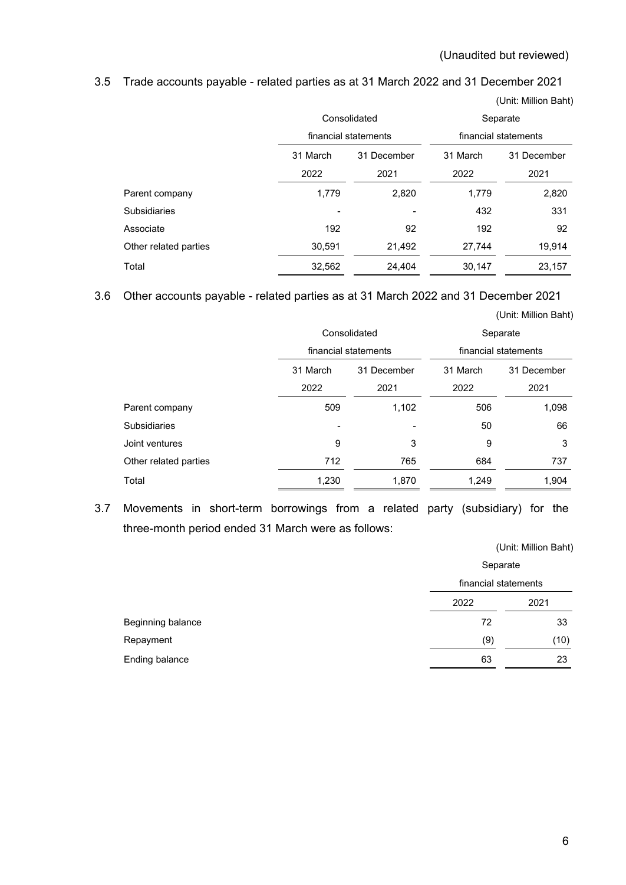(Unaudited but reviewed)

### 3.5 Trade accounts payable - related parties as at 31 March 2022 and 31 December 2021

(Unit: Million Baht)

| | Consolidated financial statements | | Separate financial statements | |
|---|---|---|---|---|
| | 31 March 2022 | 31 December 2021 | 31 March 2022 | 31 December 2021 |
| Parent company | 1,779 | 2,820 | 1,779 | 2,820 |
| Subsidiaries | - | - | 432 | 331 |
| Associate | 192 | 92 | 192 | 92 |
| Other related parties | 30,591 | 21,492 | 27,744 | 19,914 |
| Total | 32,562 | 24,404 | 30,147 | 23,157 |

### 3.6 Other accounts payable - related parties as at 31 March 2022 and 31 December 2021

(Unit: Million Baht)

| | Consolidated financial statements | | Separate financial statements | |
|---|---|---|---|---|
| | 31 March 2022 | 31 December 2021 | 31 March 2022 | 31 December 2021 |
| Parent company | 509 | 1,102 | 506 | 1,098 |
| Subsidiaries | - | - | 50 | 66 |
| Joint ventures | 9 | 3 | 9 | 3 |
| Other related parties | 712 | 765 | 684 | 737 |
| Total | 1,230 | 1,870 | 1,249 | 1,904 |

### 3.7 Movements in short-term borrowings from a related party (subsidiary) for the three-month period ended 31 March were as follows:

(Unit: Million Baht)

| | Separate financial statements | |
|---|---|---|
| | 2022 | 2021 |
| Beginning balance | 72 | 33 |
| Repayment | (9) | (10) |
| Ending balance | 63 | 23 |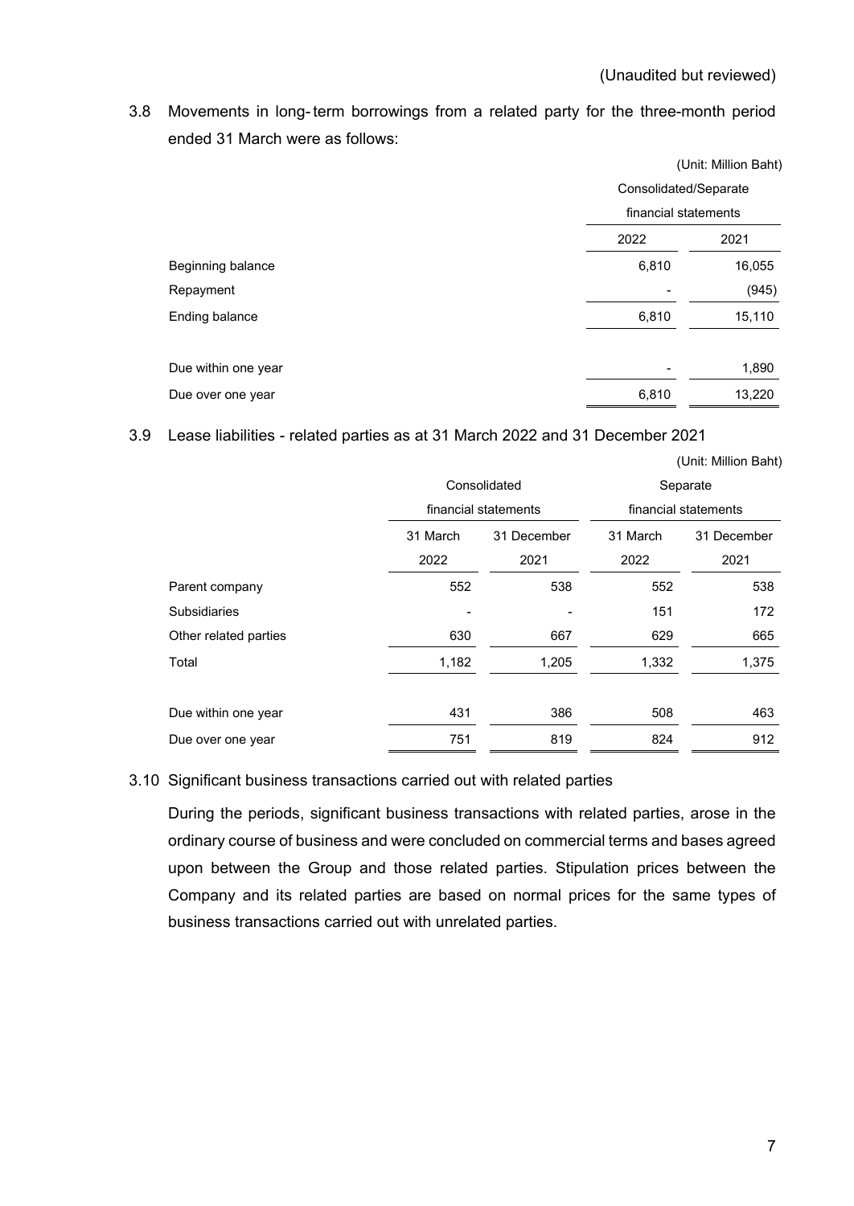(Unaudited but reviewed)

3.8 Movements in long-term borrowings from a related party for the three-month period ended 31 March were as follows:

(Unit: Million Baht)

| | Consolidated/Separate financial statements | |
|---|---|---|
| | 2022 | 2021 |
| Beginning balance | 6,810 | 16,055 |
| Repayment | - | (945) |
| Ending balance | 6,810 | 15,110 |
| | | |
| Due within one year | - | 1,890 |
| Due over one year | 6,810 | 13,220 |

3.9 Lease liabilities - related parties as at 31 March 2022 and 31 December 2021

(Unit: Million Baht)

| | Consolidated financial statements | | Separate financial statements | |
|---|---|---|---|---|
| | 31 March 2022 | 31 December 2021 | 31 March 2022 | 31 December 2021 |
| Parent company | 552 | 538 | 552 | 538 |
| Subsidiaries | - | - | 151 | 172 |
| Other related parties | 630 | 667 | 629 | 665 |
| Total | 1,182 | 1,205 | 1,332 | 1,375 |
| | | | | |
| Due within one year | 431 | 386 | 508 | 463 |
| Due over one year | 751 | 819 | 824 | 912 |

3.10 Significant business transactions carried out with related parties

During the periods, significant business transactions with related parties, arose in the ordinary course of business and were concluded on commercial terms and bases agreed upon between the Group and those related parties. Stipulation prices between the Company and its related parties are based on normal prices for the same types of business transactions carried out with unrelated parties.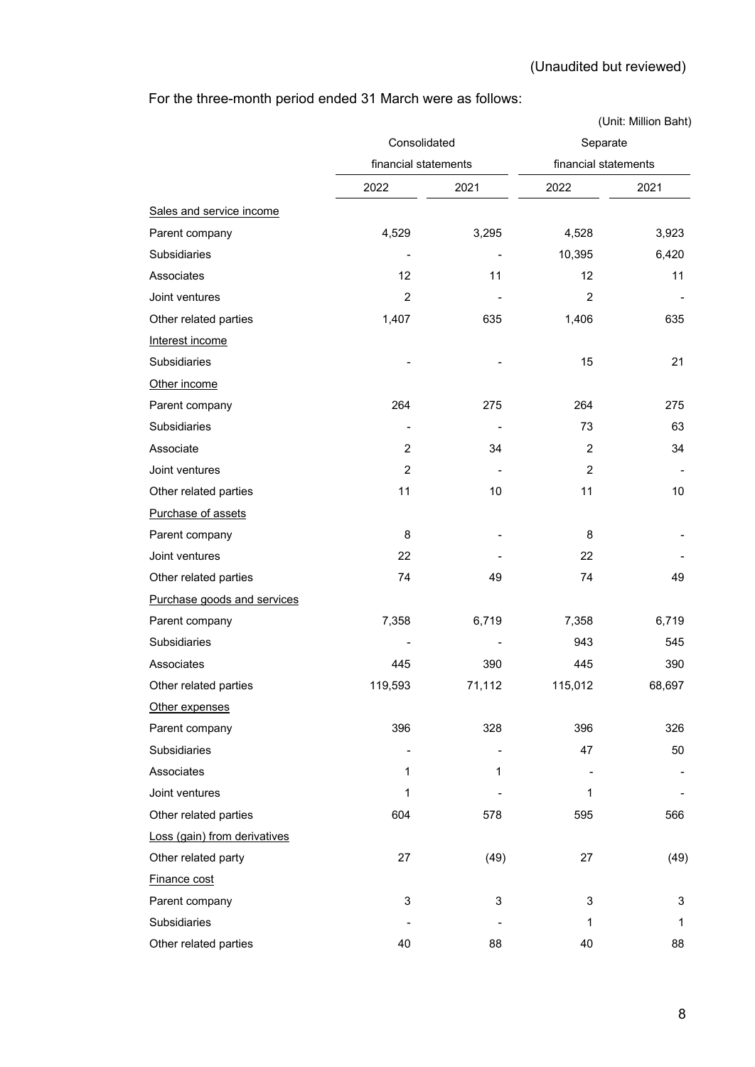(Unaudited but reviewed)

For the three-month period ended 31 March were as follows:

(Unit: Million Baht)

| | Consolidated financial statements | | Separate financial statements | |
|---|---|---|---|---|
| | 2022 | 2021 | 2022 | 2021 |
| Sales and service income | | | | |
| Parent company | 4,529 | 3,295 | 4,528 | 3,923 |
| Subsidiaries | - | - | 10,395 | 6,420 |
| Associates | 12 | 11 | 12 | 11 |
| Joint ventures | 2 | - | 2 | - |
| Other related parties | 1,407 | 635 | 1,406 | 635 |
| Interest income | | | | |
| Subsidiaries | - | - | 15 | 21 |
| Other income | | | | |
| Parent company | 264 | 275 | 264 | 275 |
| Subsidiaries | - | - | 73 | 63 |
| Associate | 2 | 34 | 2 | 34 |
| Joint ventures | 2 | - | 2 | - |
| Other related parties | 11 | 10 | 11 | 10 |
| Purchase of assets | | | | |
| Parent company | 8 | - | 8 | - |
| Joint ventures | 22 | - | 22 | - |
| Other related parties | 74 | 49 | 74 | 49 |
| Purchase goods and services | | | | |
| Parent company | 7,358 | 6,719 | 7,358 | 6,719 |
| Subsidiaries | - | - | 943 | 545 |
| Associates | 445 | 390 | 445 | 390 |
| Other related parties | 119,593 | 71,112 | 115,012 | 68,697 |
| Other expenses | | | | |
| Parent company | 396 | 328 | 396 | 326 |
| Subsidiaries | - | - | 47 | 50 |
| Associates | 1 | 1 | - | - |
| Joint ventures | 1 | - | 1 | - |
| Other related parties | 604 | 578 | 595 | 566 |
| Loss (gain) from derivatives | | | | |
| Other related party | 27 | (49) | 27 | (49) |
| Finance cost | | | | |
| Parent company | 3 | 3 | 3 | 3 |
| Subsidiaries | - | - | 1 | 1 |
| Other related parties | 40 | 88 | 40 | 88 |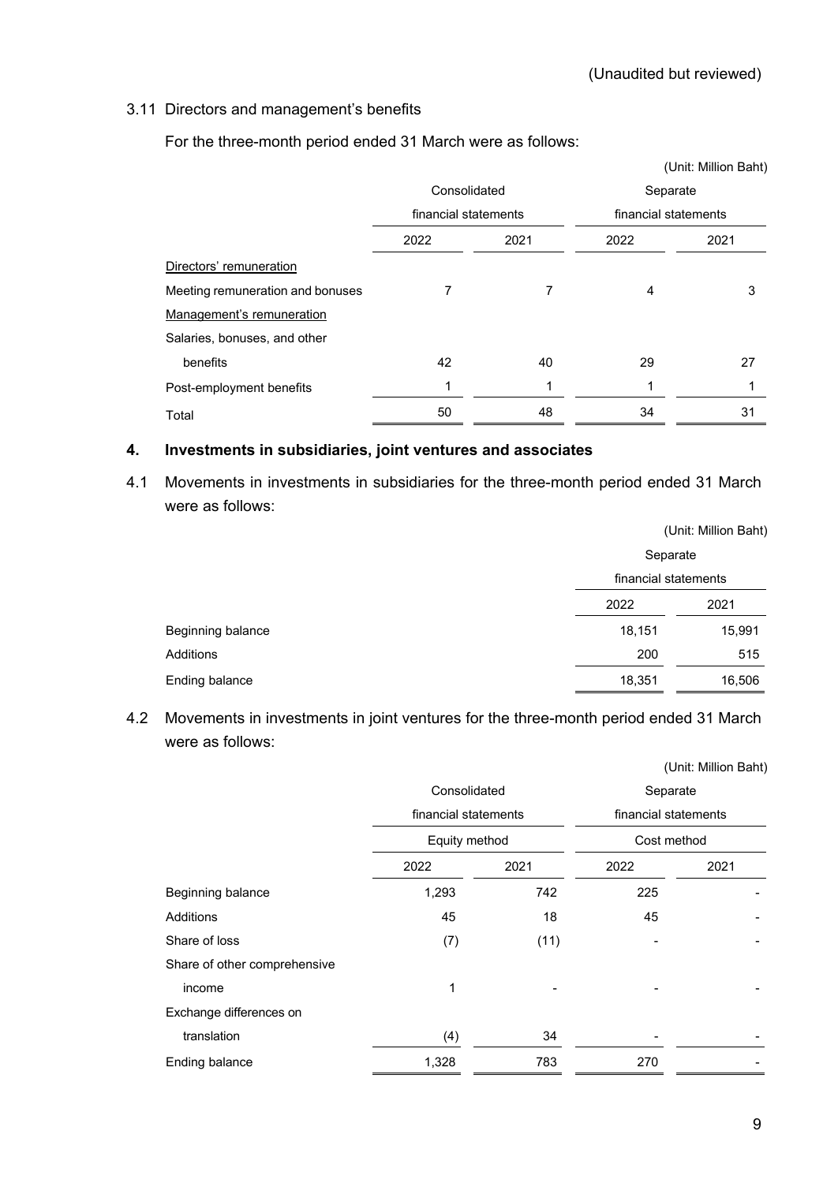(Unaudited but reviewed)

3.11 Directors and management's benefits

For the three-month period ended 31 March were as follows:

(Unit: Million Baht)

| | Consolidated financial statements | | Separate financial statements | |
|---|---|---|---|---|
| | 2022 | 2021 | 2022 | 2021 |
| Directors' remuneration | | | | |
| Meeting remuneration and bonuses | 7 | 7 | 4 | 3 |
| Management's remuneration | | | | |
| Salaries, bonuses, and other benefits | 42 | 40 | 29 | 27 |
| Post-employment benefits | 1 | 1 | 1 | 1 |
| Total | 50 | 48 | 34 | 31 |

## 4. Investments in subsidiaries, joint ventures and associates

4.1 Movements in investments in subsidiaries for the three-month period ended 31 March were as follows:

(Unit: Million Baht)

| | Separate financial statements | |
|---|---|---|
| | 2022 | 2021 |
| Beginning balance | 18,151 | 15,991 |
| Additions | 200 | 515 |
| Ending balance | 18,351 | 16,506 |

4.2 Movements in investments in joint ventures for the three-month period ended 31 March were as follows:

(Unit: Million Baht)

| | Consolidated financial statements | | Separate financial statements | |
|---|---|---|---|---|
| | Equity method | | Cost method | |
| | 2022 | 2021 | 2022 | 2021 |
| Beginning balance | 1,293 | 742 | 225 | - |
| Additions | 45 | 18 | 45 | - |
| Share of loss | (7) | (11) | - | - |
| Share of other comprehensive income | 1 | - | - | - |
| Exchange differences on translation | (4) | 34 | - | - |
| Ending balance | 1,328 | 783 | 270 | - |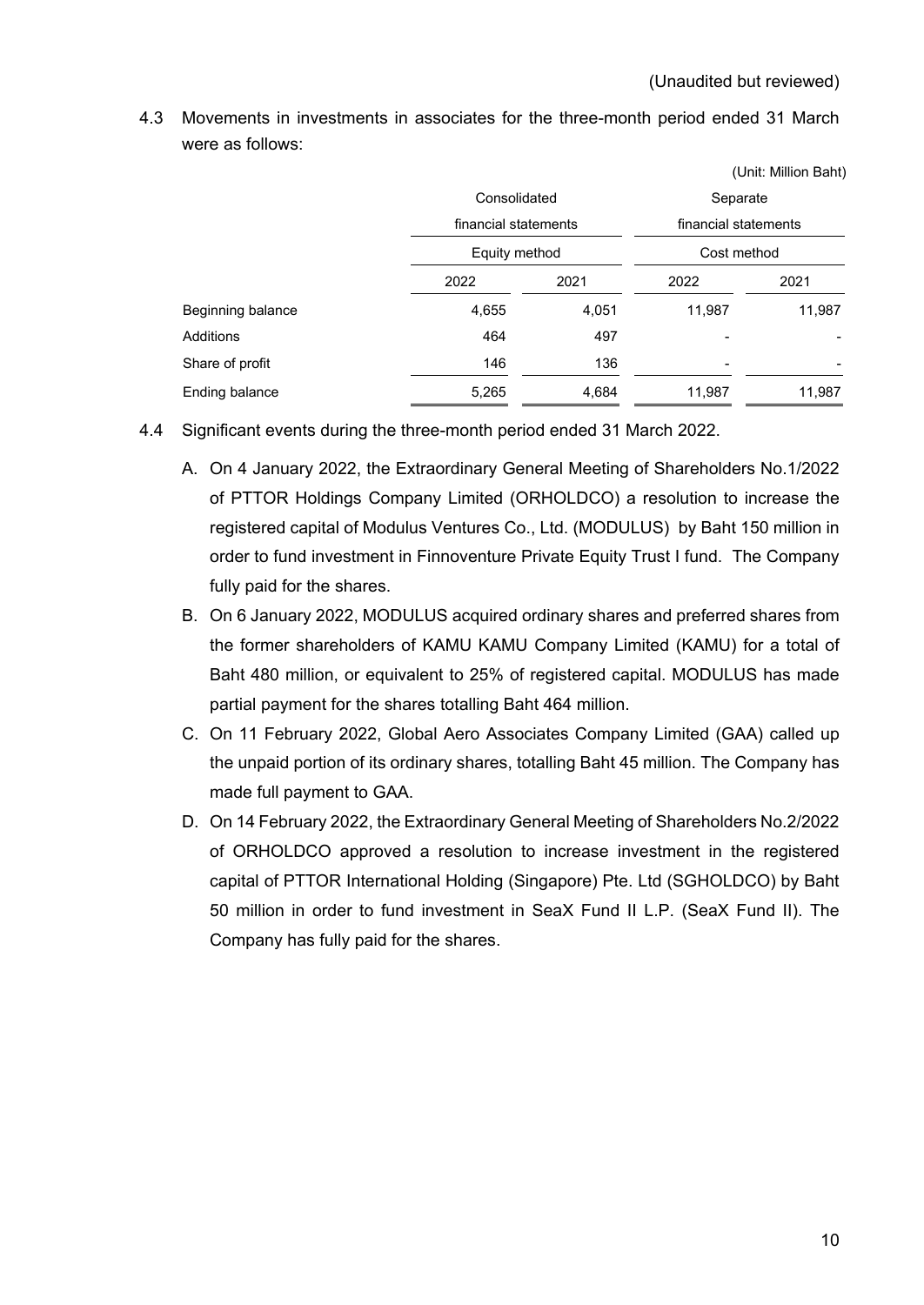(Unaudited but reviewed)

4.3 Movements in investments in associates for the three-month period ended 31 March were as follows:

(Unit: Million Baht)

| | Consolidated financial statements | | Separate financial statements | |
|---|---|---|---|---|
| | Equity method | | Cost method | |
| | 2022 | 2021 | 2022 | 2021 |
| Beginning balance | 4,655 | 4,051 | 11,987 | 11,987 |
| Additions | 464 | 497 | - | - |
| Share of profit | 146 | 136 | - | - |
| Ending balance | 5,265 | 4,684 | 11,987 | 11,987 |

4.4 Significant events during the three-month period ended 31 March 2022.

A. On 4 January 2022, the Extraordinary General Meeting of Shareholders No.1/2022 of PTTOR Holdings Company Limited (ORHOLDCO) a resolution to increase the registered capital of Modulus Ventures Co., Ltd. (MODULUS) by Baht 150 million in order to fund investment in Finnoventure Private Equity Trust I fund. The Company fully paid for the shares.

B. On 6 January 2022, MODULUS acquired ordinary shares and preferred shares from the former shareholders of KAMU KAMU Company Limited (KAMU) for a total of Baht 480 million, or equivalent to 25% of registered capital. MODULUS has made partial payment for the shares totalling Baht 464 million.

C. On 11 February 2022, Global Aero Associates Company Limited (GAA) called up the unpaid portion of its ordinary shares, totalling Baht 45 million. The Company has made full payment to GAA.

D. On 14 February 2022, the Extraordinary General Meeting of Shareholders No.2/2022 of ORHOLDCO approved a resolution to increase investment in the registered capital of PTTOR International Holding (Singapore) Pte. Ltd (SGHOLDCO) by Baht 50 million in order to fund investment in SeaX Fund II L.P. (SeaX Fund II). The Company has fully paid for the shares.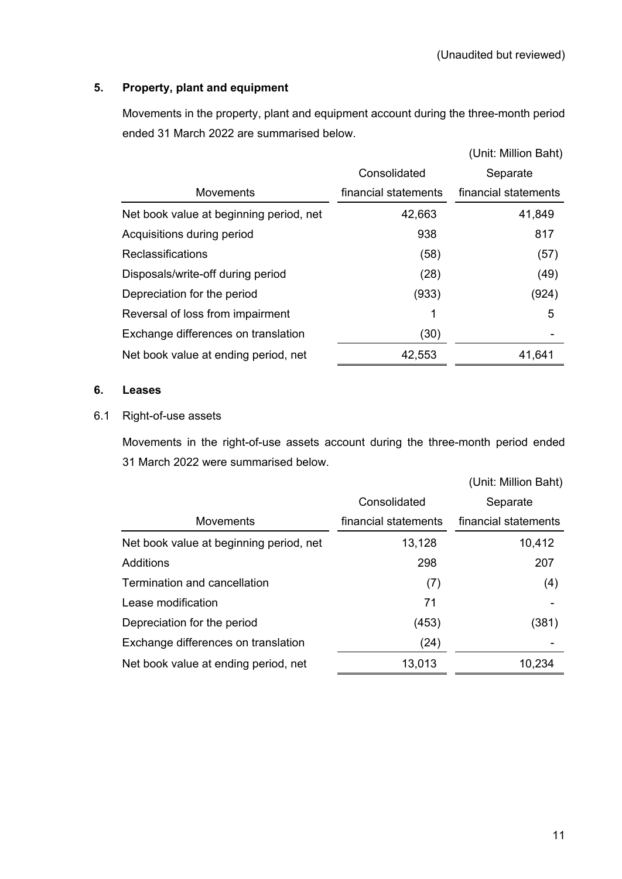(Unaudited but reviewed)

## 5. Property, plant and equipment

Movements in the property, plant and equipment account during the three-month period ended 31 March 2022 are summarised below.

(Unit: Million Baht)

| Movements | Consolidated financial statements | Separate financial statements |
|---|---|---|
| Net book value at beginning period, net | 42,663 | 41,849 |
| Acquisitions during period | 938 | 817 |
| Reclassifications | (58) | (57) |
| Disposals/write-off during period | (28) | (49) |
| Depreciation for the period | (933) | (924) |
| Reversal of loss from impairment | 1 | 5 |
| Exchange differences on translation | (30) | - |
| Net book value at ending period, net | 42,553 | 41,641 |

## 6. Leases

### 6.1 Right-of-use assets

Movements in the right-of-use assets account during the three-month period ended 31 March 2022 were summarised below.

(Unit: Million Baht)

| Movements | Consolidated financial statements | Separate financial statements |
|---|---|---|
| Net book value at beginning period, net | 13,128 | 10,412 |
| Additions | 298 | 207 |
| Termination and cancellation | (7) | (4) |
| Lease modification | 71 | - |
| Depreciation for the period | (453) | (381) |
| Exchange differences on translation | (24) | - |
| Net book value at ending period, net | 13,013 | 10,234 |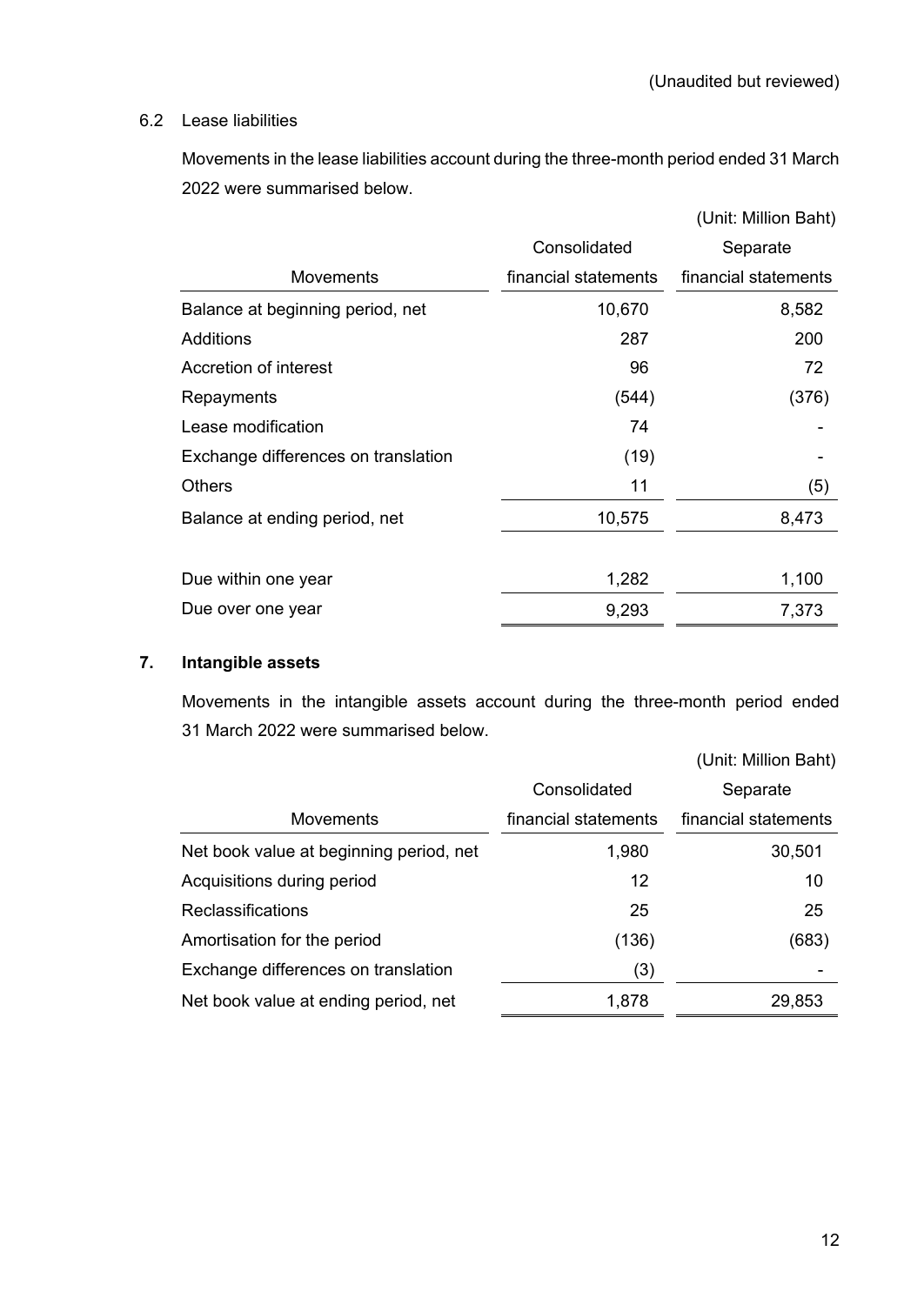(Unaudited but reviewed)

6.2 Lease liabilities

Movements in the lease liabilities account during the three-month period ended 31 March 2022 were summarised below.

(Unit: Million Baht)

| Movements | Consolidated financial statements | Separate financial statements |
|---|---|---|
| Balance at beginning period, net | 10,670 | 8,582 |
| Additions | 287 | 200 |
| Accretion of interest | 96 | 72 |
| Repayments | (544) | (376) |
| Lease modification | 74 | - |
| Exchange differences on translation | (19) | - |
| Others | 11 | (5) |
| Balance at ending period, net | 10,575 | 8,473 |
| | | |
| Due within one year | 1,282 | 1,100 |
| Due over one year | 9,293 | 7,373 |

## 7. Intangible assets

Movements in the intangible assets account during the three-month period ended 31 March 2022 were summarised below.

(Unit: Million Baht)

| Movements | Consolidated financial statements | Separate financial statements |
|---|---|---|
| Net book value at beginning period, net | 1,980 | 30,501 |
| Acquisitions during period | 12 | 10 |
| Reclassifications | 25 | 25 |
| Amortisation for the period | (136) | (683) |
| Exchange differences on translation | (3) | - |
| Net book value at ending period, net | 1,878 | 29,853 |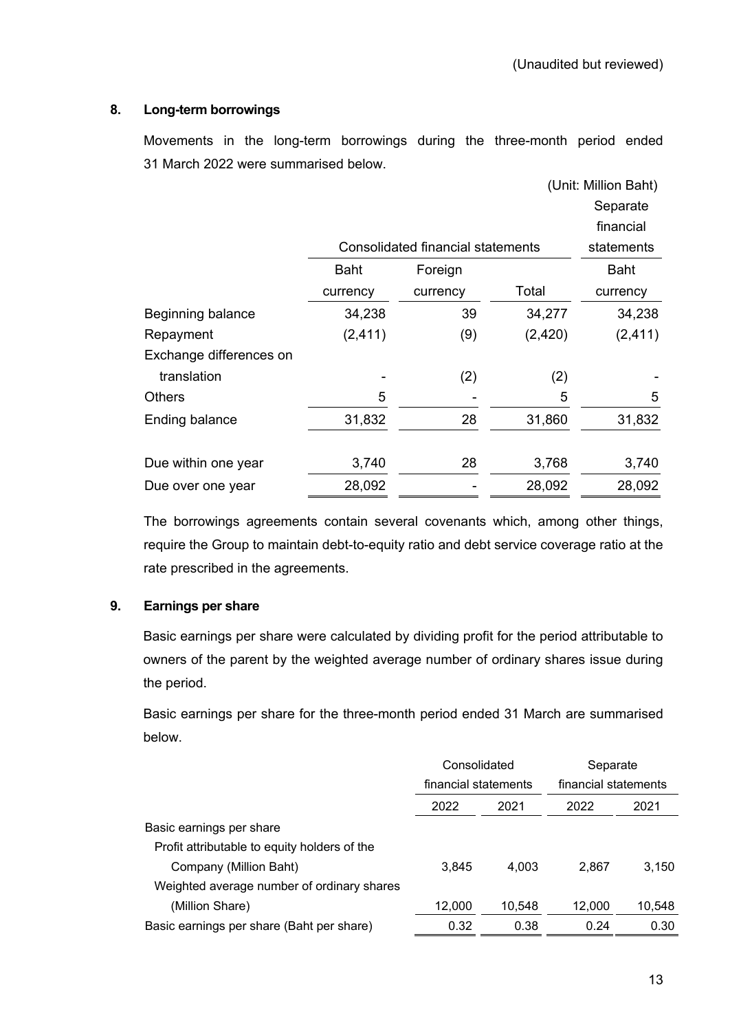(Unaudited but reviewed)

## 8. Long-term borrowings

Movements in the long-term borrowings during the three-month period ended 31 March 2022 were summarised below.

(Unit: Million Baht)

| | Consolidated financial statements | | | Separate financial statements |
|---|---|---|---|---|
| | Baht currency | Foreign currency | Total | Baht currency |
| Beginning balance | 34,238 | 39 | 34,277 | 34,238 |
| Repayment | (2,411) | (9) | (2,420) | (2,411) |
| Exchange differences on translation | - | (2) | (2) | - |
| Others | 5 | - | 5 | 5 |
| Ending balance | 31,832 | 28 | 31,860 | 31,832 |
| Due within one year | 3,740 | 28 | 3,768 | 3,740 |
| Due over one year | 28,092 | - | 28,092 | 28,092 |

The borrowings agreements contain several covenants which, among other things, require the Group to maintain debt-to-equity ratio and debt service coverage ratio at the rate prescribed in the agreements.

## 9. Earnings per share

Basic earnings per share were calculated by dividing profit for the period attributable to owners of the parent by the weighted average number of ordinary shares issue during the period.

Basic earnings per share for the three-month period ended 31 March are summarised below.

| | Consolidated financial statements | | Separate financial statements | |
|---|---|---|---|---|
| | 2022 | 2021 | 2022 | 2021 |
| Basic earnings per share | | | | |
| Profit attributable to equity holders of the Company (Million Baht) | 3,845 | 4,003 | 2,867 | 3,150 |
| Weighted average number of ordinary shares (Million Share) | 12,000 | 10,548 | 12,000 | 10,548 |
| Basic earnings per share (Baht per share) | 0.32 | 0.38 | 0.24 | 0.30 |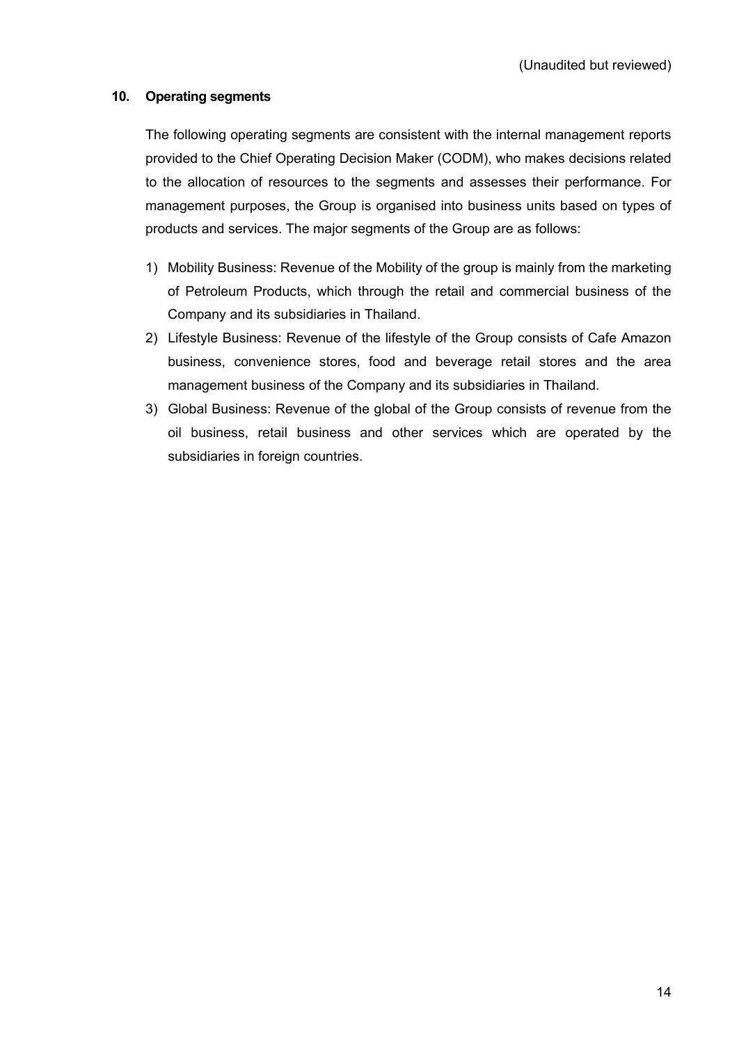(Unaudited but reviewed)

## 10. Operating segments

The following operating segments are consistent with the internal management reports provided to the Chief Operating Decision Maker (CODM), who makes decisions related to the allocation of resources to the segments and assesses their performance. For management purposes, the Group is organised into business units based on types of products and services. The major segments of the Group are as follows:

1) Mobility Business: Revenue of the Mobility of the group is mainly from the marketing of Petroleum Products, which through the retail and commercial business of the Company and its subsidiaries in Thailand.
2) Lifestyle Business: Revenue of the lifestyle of the Group consists of Cafe Amazon business, convenience stores, food and beverage retail stores and the area management business of the Company and its subsidiaries in Thailand.
3) Global Business: Revenue of the global of the Group consists of revenue from the oil business, retail business and other services which are operated by the subsidiaries in foreign countries.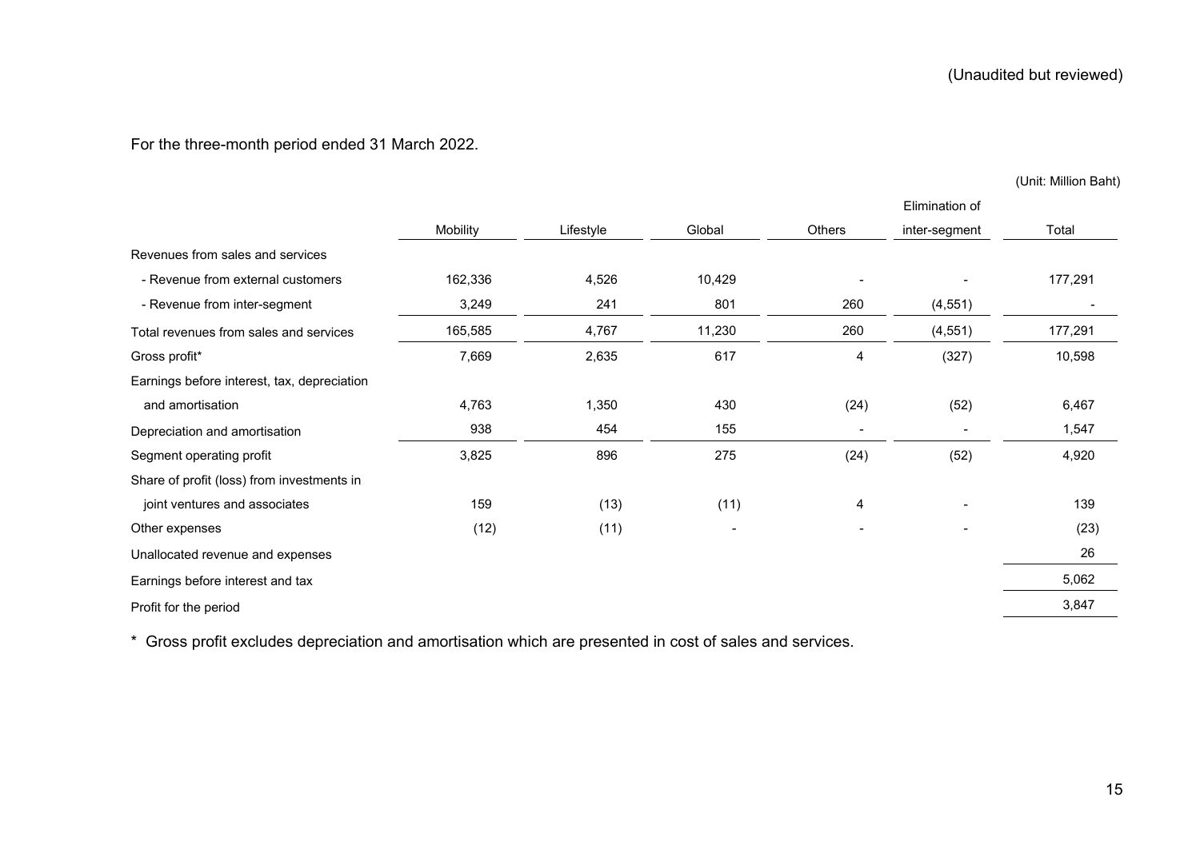(Unaudited but reviewed)

For the three-month period ended 31 March 2022.

(Unit: Million Baht)

| | Mobility | Lifestyle | Global | Others | Elimination of inter-segment | Total |
|---|---|---|---|---|---|---|
| Revenues from sales and services | | | | | | |
| - Revenue from external customers | 162,336 | 4,526 | 10,429 | - | - | 177,291 |
| - Revenue from inter-segment | 3,249 | 241 | 801 | 260 | (4,551) | - |
| Total revenues from sales and services | 165,585 | 4,767 | 11,230 | 260 | (4,551) | 177,291 |
| Gross profit* | 7,669 | 2,635 | 617 | 4 | (327) | 10,598 |
| Earnings before interest, tax, depreciation and amortisation | 4,763 | 1,350 | 430 | (24) | (52) | 6,467 |
| Depreciation and amortisation | 938 | 454 | 155 | - | - | 1,547 |
| Segment operating profit | 3,825 | 896 | 275 | (24) | (52) | 4,920 |
| Share of profit (loss) from investments in joint ventures and associates | 159 | (13) | (11) | 4 | - | 139 |
| Other expenses | (12) | (11) | - | - | - | (23) |
| Unallocated revenue and expenses | | | | | | 26 |
| Earnings before interest and tax | | | | | | 5,062 |
| Profit for the period | | | | | | 3,847 |

\* Gross profit excludes depreciation and amortisation which are presented in cost of sales and services.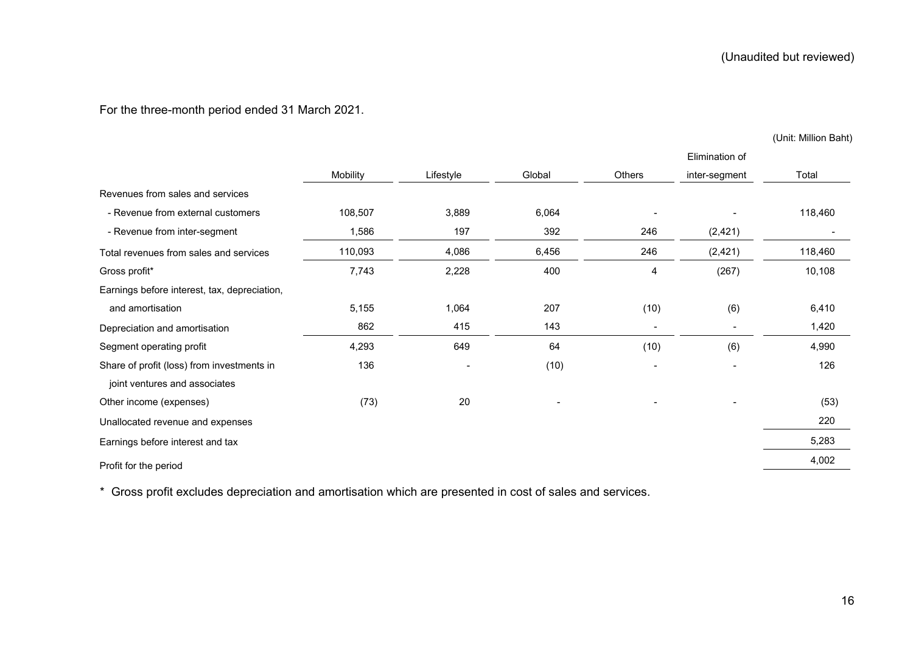(Unaudited but reviewed)

For the three-month period ended 31 March 2021.

(Unit: Million Baht)

| | Mobility | Lifestyle | Global | Others | Elimination of inter-segment | Total |
|---|---|---|---|---|---|---|
| Revenues from sales and services | | | | | | |
| - Revenue from external customers | 108,507 | 3,889 | 6,064 | - | - | 118,460 |
| - Revenue from inter-segment | 1,586 | 197 | 392 | 246 | (2,421) | - |
| Total revenues from sales and services | 110,093 | 4,086 | 6,456 | 246 | (2,421) | 118,460 |
| Gross profit* | 7,743 | 2,228 | 400 | 4 | (267) | 10,108 |
| Earnings before interest, tax, depreciation, and amortisation | 5,155 | 1,064 | 207 | (10) | (6) | 6,410 |
| Depreciation and amortisation | 862 | 415 | 143 | - | - | 1,420 |
| Segment operating profit | 4,293 | 649 | 64 | (10) | (6) | 4,990 |
| Share of profit (loss) from investments in joint ventures and associates | 136 | - | (10) | - | - | 126 |
| Other income (expenses) | (73) | 20 | - | - | - | (53) |
| Unallocated revenue and expenses | | | | | | 220 |
| Earnings before interest and tax | | | | | | 5,283 |
| Profit for the period | | | | | | 4,002 |

* Gross profit excludes depreciation and amortisation which are presented in cost of sales and services.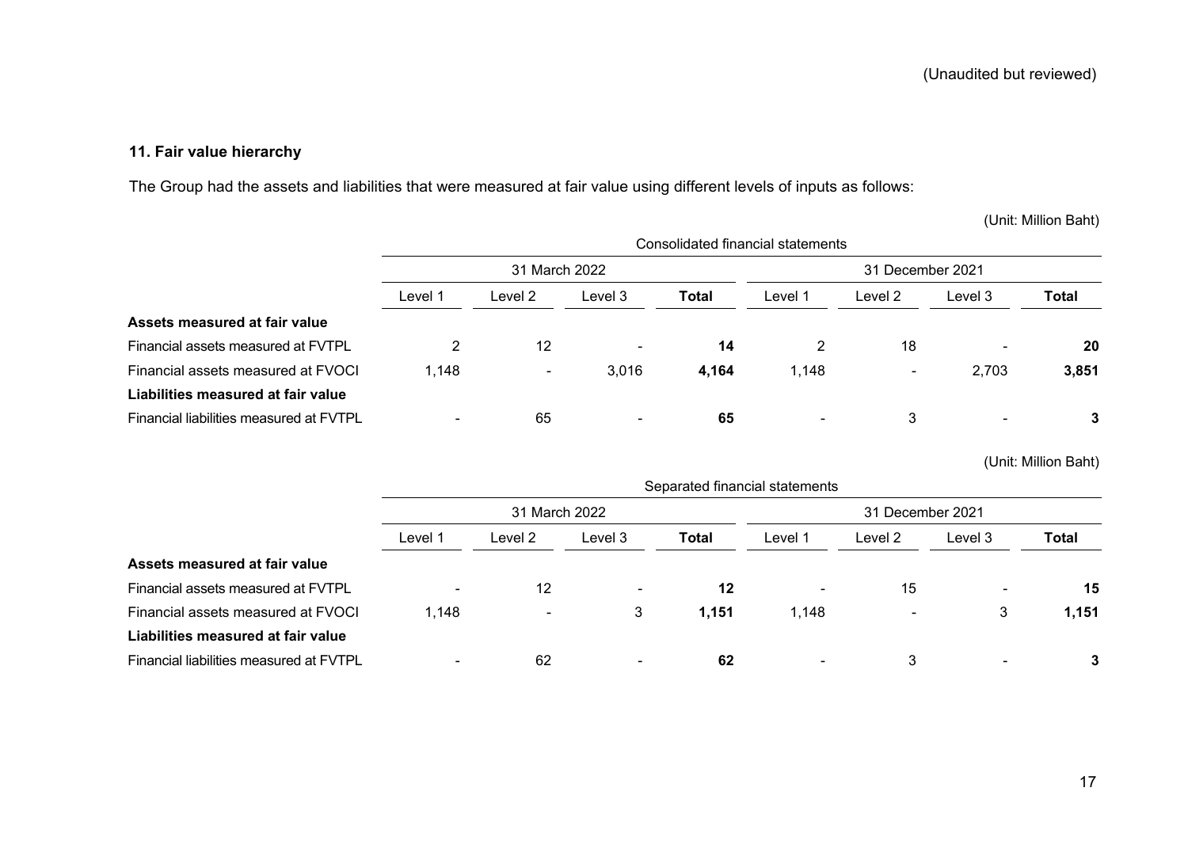(Unaudited but reviewed)

### 11. Fair value hierarchy

The Group had the assets and liabilities that were measured at fair value using different levels of inputs as follows:

(Unit: Million Baht)

| | Consolidated financial statements | | | | | | | |
|---|---|---|---|---|---|---|---|---|
| | 31 March 2022 | | | | 31 December 2021 | | | |
| | Level 1 | Level 2 | Level 3 | **Total** | Level 1 | Level 2 | Level 3 | **Total** |
| **Assets measured at fair value** | | | | | | | | |
| Financial assets measured at FVTPL | 2 | 12 | - | **14** | 2 | 18 | - | **20** |
| Financial assets measured at FVOCI | 1,148 | - | 3,016 | **4,164** | 1,148 | - | 2,703 | **3,851** |
| **Liabilities measured at fair value** | | | | | | | | |
| Financial liabilities measured at FVTPL | - | 65 | - | **65** | - | 3 | - | **3** |

(Unit: Million Baht)

| | Separated financial statements | | | | | | | |
|---|---|---|---|---|---|---|---|---|
| | 31 March 2022 | | | | 31 December 2021 | | | |
| | Level 1 | Level 2 | Level 3 | **Total** | Level 1 | Level 2 | Level 3 | **Total** |
| **Assets measured at fair value** | | | | | | | | |
| Financial assets measured at FVTPL | - | 12 | - | **12** | - | 15 | - | **15** |
| Financial assets measured at FVOCI | 1,148 | - | 3 | **1,151** | 1,148 | - | 3 | **1,151** |
| **Liabilities measured at fair value** | | | | | | | | |
| Financial liabilities measured at FVTPL | - | 62 | - | **62** | - | 3 | - | **3** |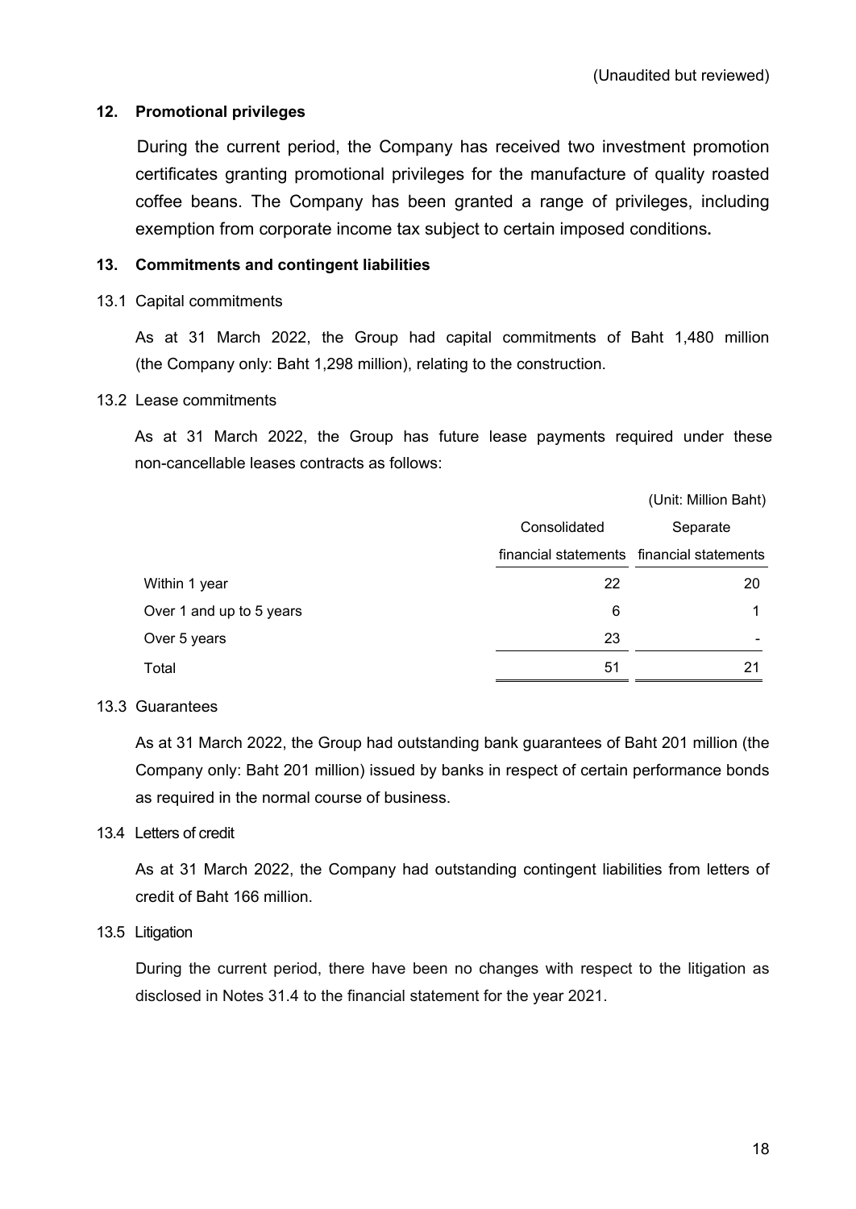(Unaudited but reviewed)

## 12. Promotional privileges

During the current period, the Company has received two investment promotion certificates granting promotional privileges for the manufacture of quality roasted coffee beans. The Company has been granted a range of privileges, including exemption from corporate income tax subject to certain imposed conditions**.**

## 13. Commitments and contingent liabilities

### 13.1 Capital commitments

As at 31 March 2022, the Group had capital commitments of Baht 1,480 million (the Company only: Baht 1,298 million), relating to the construction.

### 13.2 Lease commitments

As at 31 March 2022, the Group has future lease payments required under these non-cancellable leases contracts as follows:

(Unit: Million Baht)

| | Consolidated financial statements | Separate financial statements |
|---|---|---|
| Within 1 year | 22 | 20 |
| Over 1 and up to 5 years | 6 | 1 |
| Over 5 years | 23 | - |
| Total | 51 | 21 |

### 13.3 Guarantees

As at 31 March 2022, the Group had outstanding bank guarantees of Baht 201 million (the Company only: Baht 201 million) issued by banks in respect of certain performance bonds as required in the normal course of business.

### 13.4 Letters of credit

As at 31 March 2022, the Company had outstanding contingent liabilities from letters of credit of Baht 166 million.

### 13.5 Litigation

During the current period, there have been no changes with respect to the litigation as disclosed in Notes 31.4 to the financial statement for the year 2021.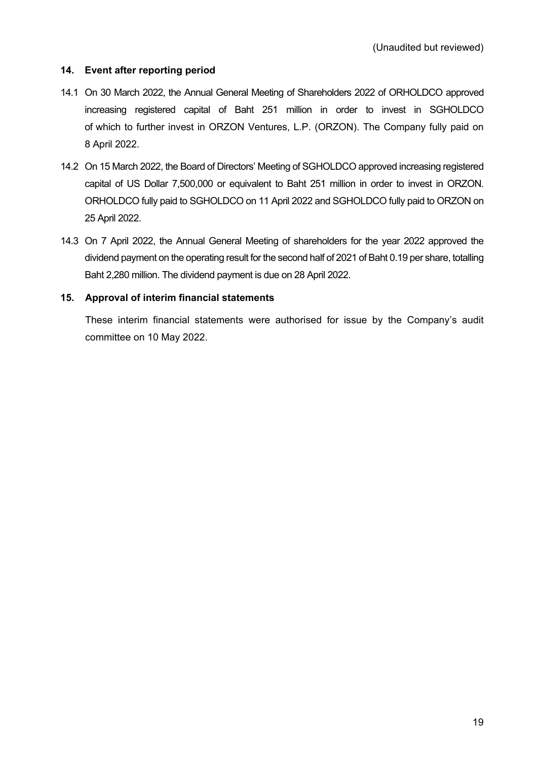(Unaudited but reviewed)

## 14. Event after reporting period

14.1 On 30 March 2022, the Annual General Meeting of Shareholders 2022 of ORHOLDCO approved increasing registered capital of Baht 251 million in order to invest in SGHOLDCO of which to further invest in ORZON Ventures, L.P. (ORZON). The Company fully paid on 8 April 2022.

14.2 On 15 March 2022, the Board of Directors' Meeting of SGHOLDCO approved increasing registered capital of US Dollar 7,500,000 or equivalent to Baht 251 million in order to invest in ORZON. ORHOLDCO fully paid to SGHOLDCO on 11 April 2022 and SGHOLDCO fully paid to ORZON on 25 April 2022.

14.3 On 7 April 2022, the Annual General Meeting of shareholders for the year 2022 approved the dividend payment on the operating result for the second half of 2021 of Baht 0.19 per share, totalling Baht 2,280 million. The dividend payment is due on 28 April 2022.

## 15. Approval of interim financial statements

These interim financial statements were authorised for issue by the Company's audit committee on 10 May 2022.